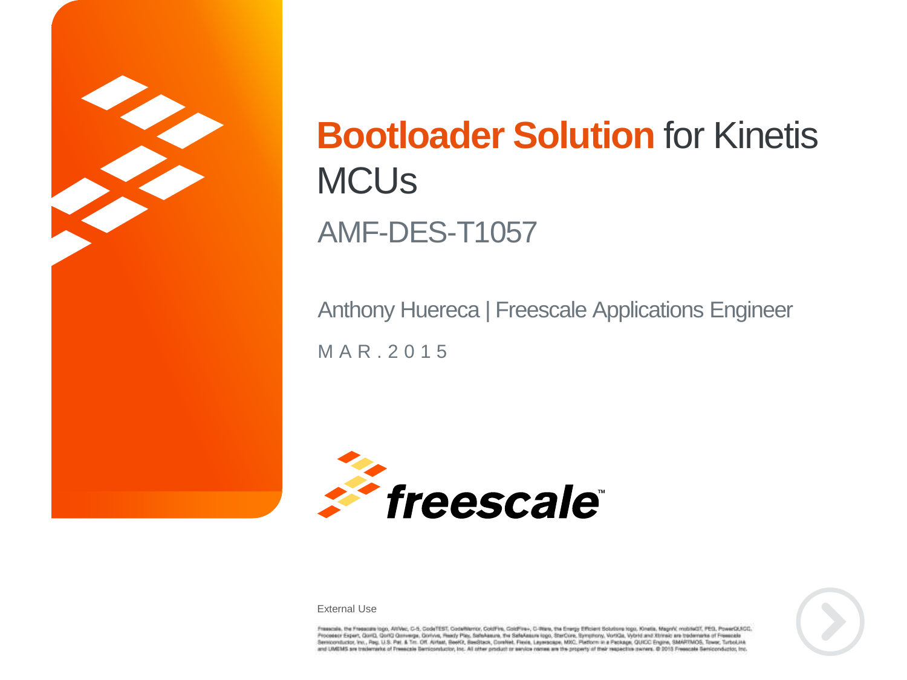# Bootloader Solution for Kinetis MCUs

## AMF-DES-T1057

Anthony Huereca | Freescale Applications Engineer

M A R . 2 0 1 5

External Use

Freescale, the Freescale logo, AltiVec, C-5, CodeTEST, CodeWarrior, ColdFire, ColdFire+, C-Ware, the Energy Efficient Solutions logo, Kinetis, Magniv, mobileGT, PEG, PowerQUICC, Processor Expert, QorIQ, QorIQ Qonverge, Qorivva, Ready Play, SafeAssure, the SafeAssure logo, StarCore, Symphony, VortiQa, Vybrid and Xtrinsic are trademarks of Freescale Semiconductor, Inc., Reg. U.S. Pat. & Tm. Off. Airfast, BeeKit, BeeStack, CoreNet, Flexis, Layerscape, MXC, Platform in a Package, QUICC Engine, SMARTMOS, Tower, TurboLink and UMEMS are trademarks of Freescale Semiconductor, Inc. All other product or service names are the property of their respective owners. © 2015 Freescale Semiconductor, Inc.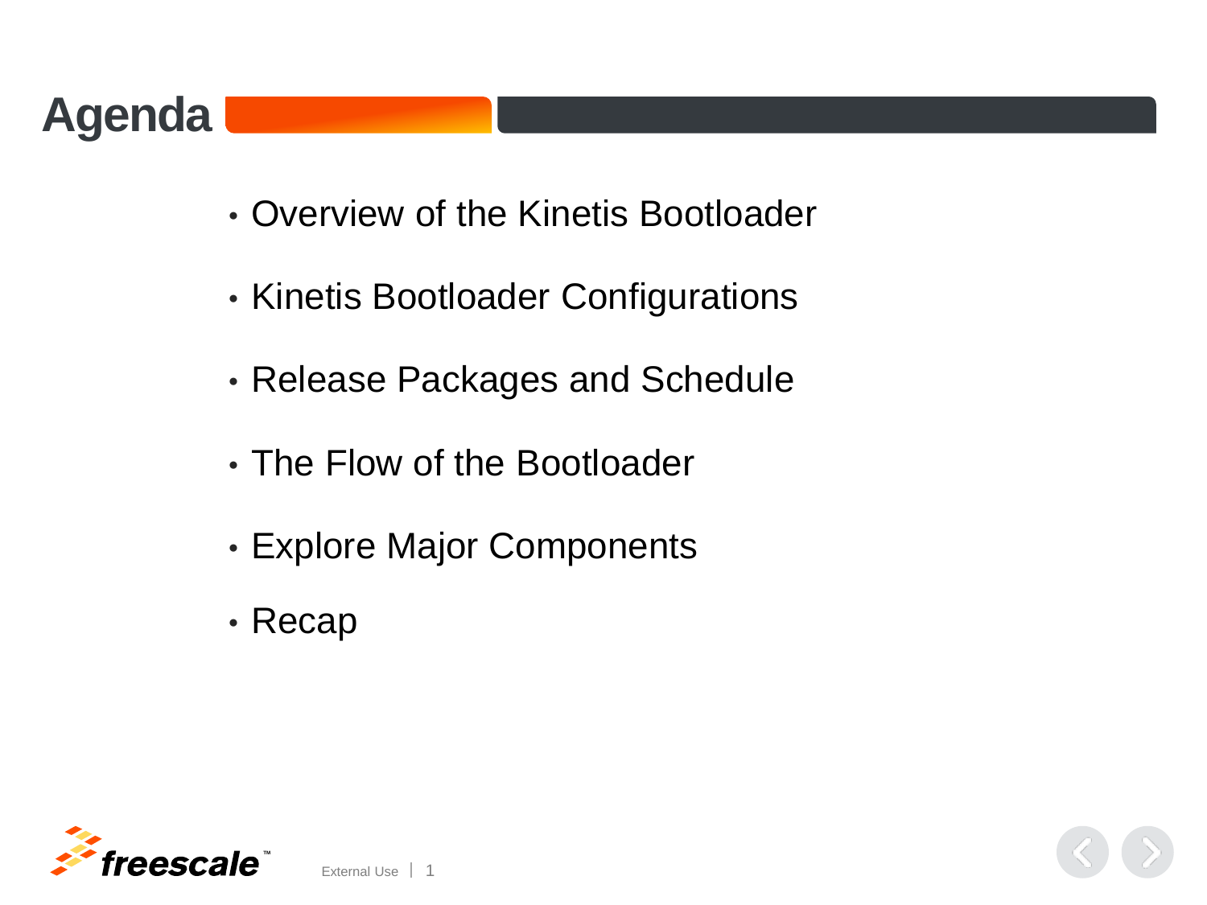# Agenda

- Overview of the Kinetis Bootloader
- Kinetis Bootloader Configurations
- Release Packages and Schedule
- The Flow of the Bootloader
- Explore Major Components
- Recap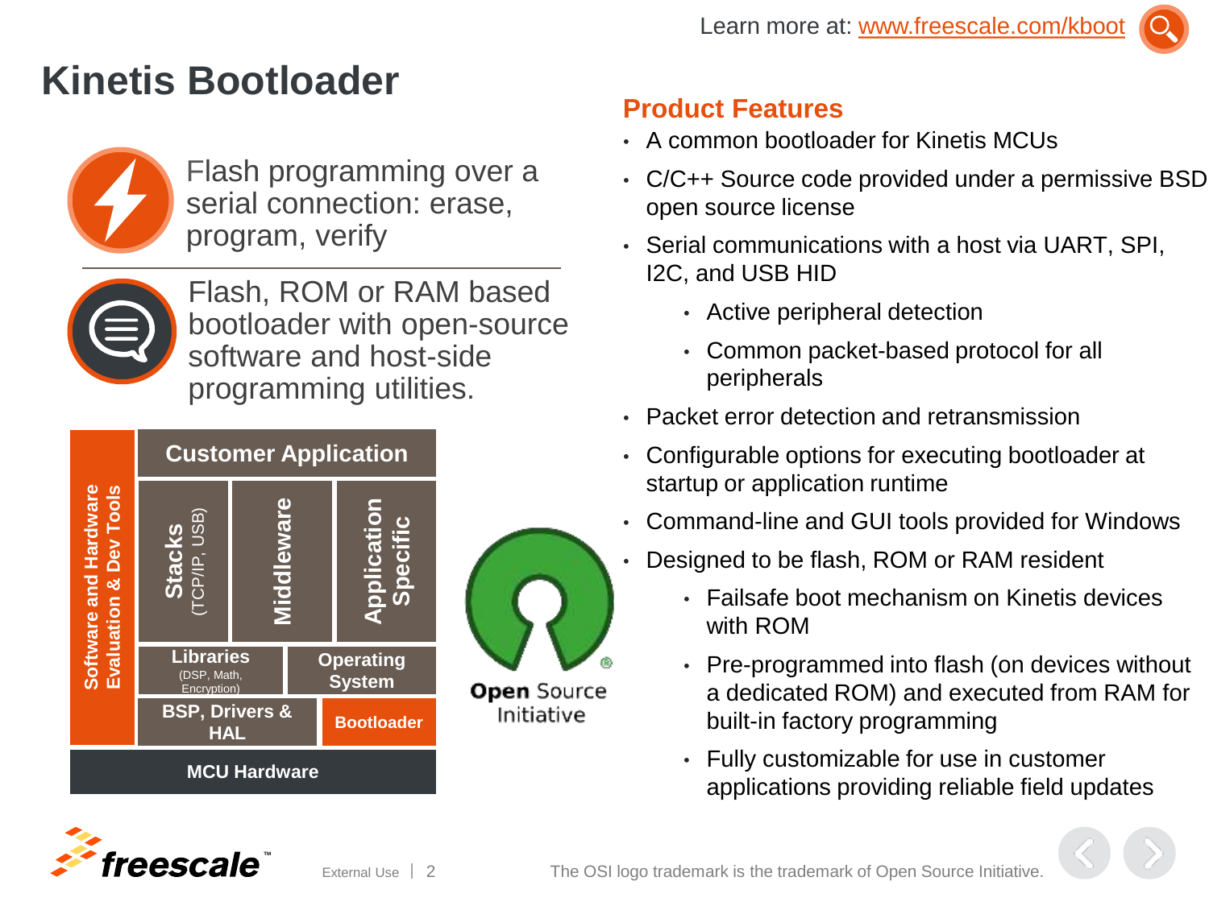Learn more at: www.freescale.com/kboot

# Kinetis Bootloader

Flash programming over a serial connection: erase, program, verify

Flash, ROM or RAM based bootloader with open-source software and host-side programming utilities.

| Software and Hardware Evaluation & Dev Tools | Customer Application | | |
|---|---|---|---|
| | Stacks (TCP/IP, USB) | Middleware | Application Specific |
| | Libraries (DSP, Math, Encryption) | | Operating System |
| | BSP, Drivers & HAL | | Bootloader |
| MCU Hardware | | | |

Open Source Initiative

## Product Features

- A common bootloader for Kinetis MCUs
- C/C++ Source code provided under a permissive BSD open source license
- Serial communications with a host via UART, SPI, I2C, and USB HID
  - Active peripheral detection
  - Common packet-based protocol for all peripherals
- Packet error detection and retransmission
- Configurable options for executing bootloader at startup or application runtime
- Command-line and GUI tools provided for Windows
- Designed to be flash, ROM or RAM resident
  - Failsafe boot mechanism on Kinetis devices with ROM
  - Pre-programmed into flash (on devices without a dedicated ROM) and executed from RAM for built-in factory programming
  - Fully customizable for use in customer applications providing reliable field updates

The OSI logo trademark is the trademark of Open Source Initiative.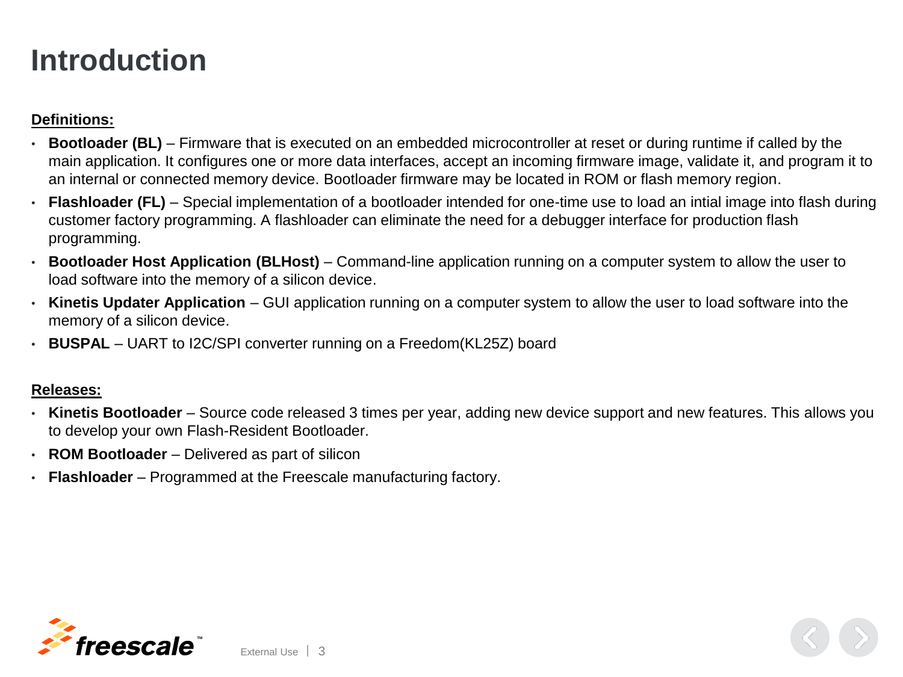# Introduction

**Definitions:**

- **Bootloader (BL)** – Firmware that is executed on an embedded microcontroller at reset or during runtime if called by the main application. It configures one or more data interfaces, accept an incoming firmware image, validate it, and program it to an internal or connected memory device. Bootloader firmware may be located in ROM or flash memory region.
- **Flashloader (FL)** – Special implementation of a bootloader intended for one-time use to load an intial image into flash during customer factory programming. A flashloader can eliminate the need for a debugger interface for production flash programming.
- **Bootloader Host Application (BLHost)** – Command-line application running on a computer system to allow the user to load software into the memory of a silicon device.
- **Kinetis Updater Application** – GUI application running on a computer system to allow the user to load software into the memory of a silicon device.
- **BUSPAL** – UART to I2C/SPI converter running on a Freedom(KL25Z) board

**Releases:**

- **Kinetis Bootloader** – Source code released 3 times per year, adding new device support and new features. This allows you to develop your own Flash-Resident Bootloader.
- **ROM Bootloader** – Delivered as part of silicon
- **Flashloader** – Programmed at the Freescale manufacturing factory.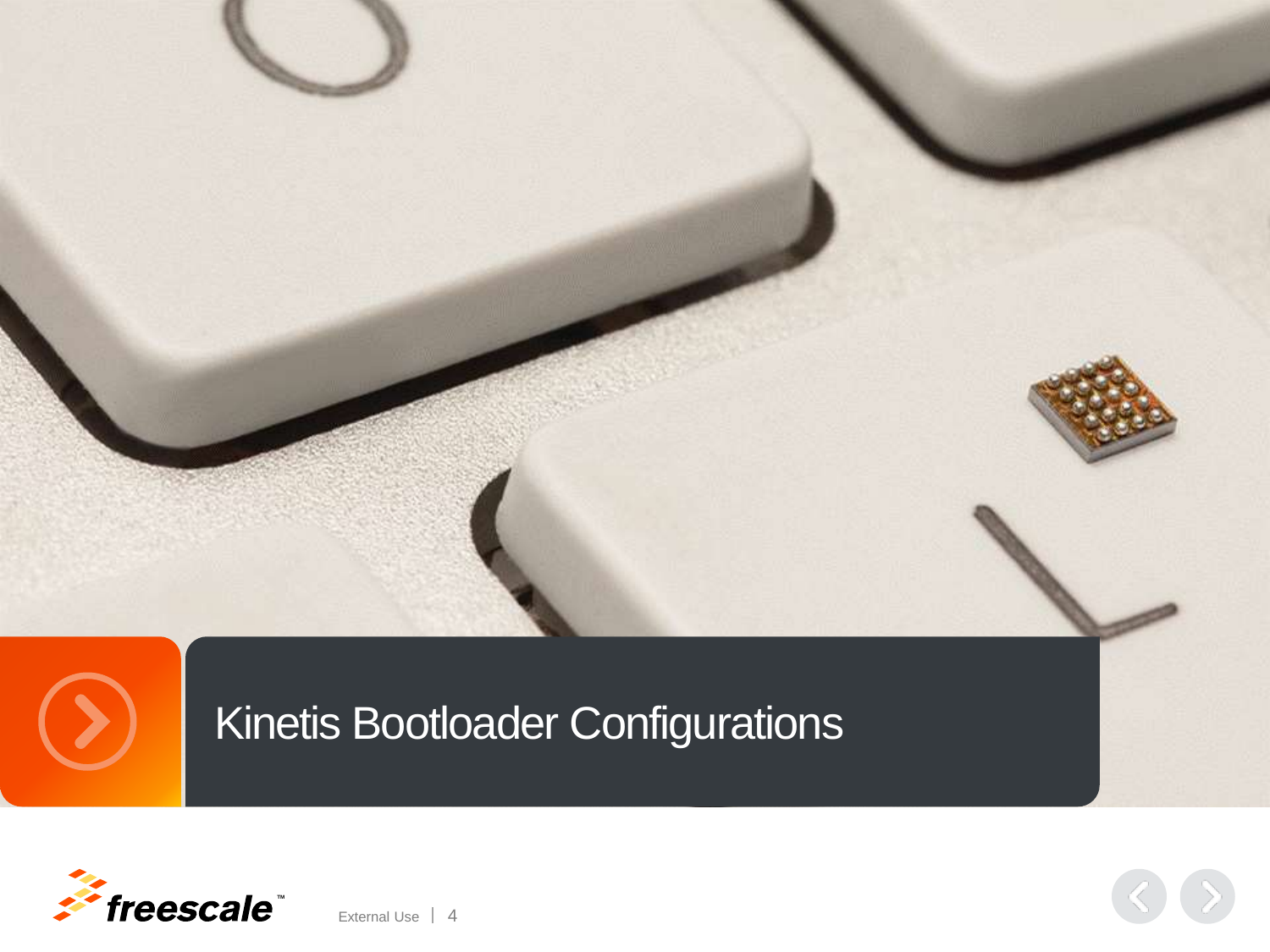# Kinetis Bootloader Configurations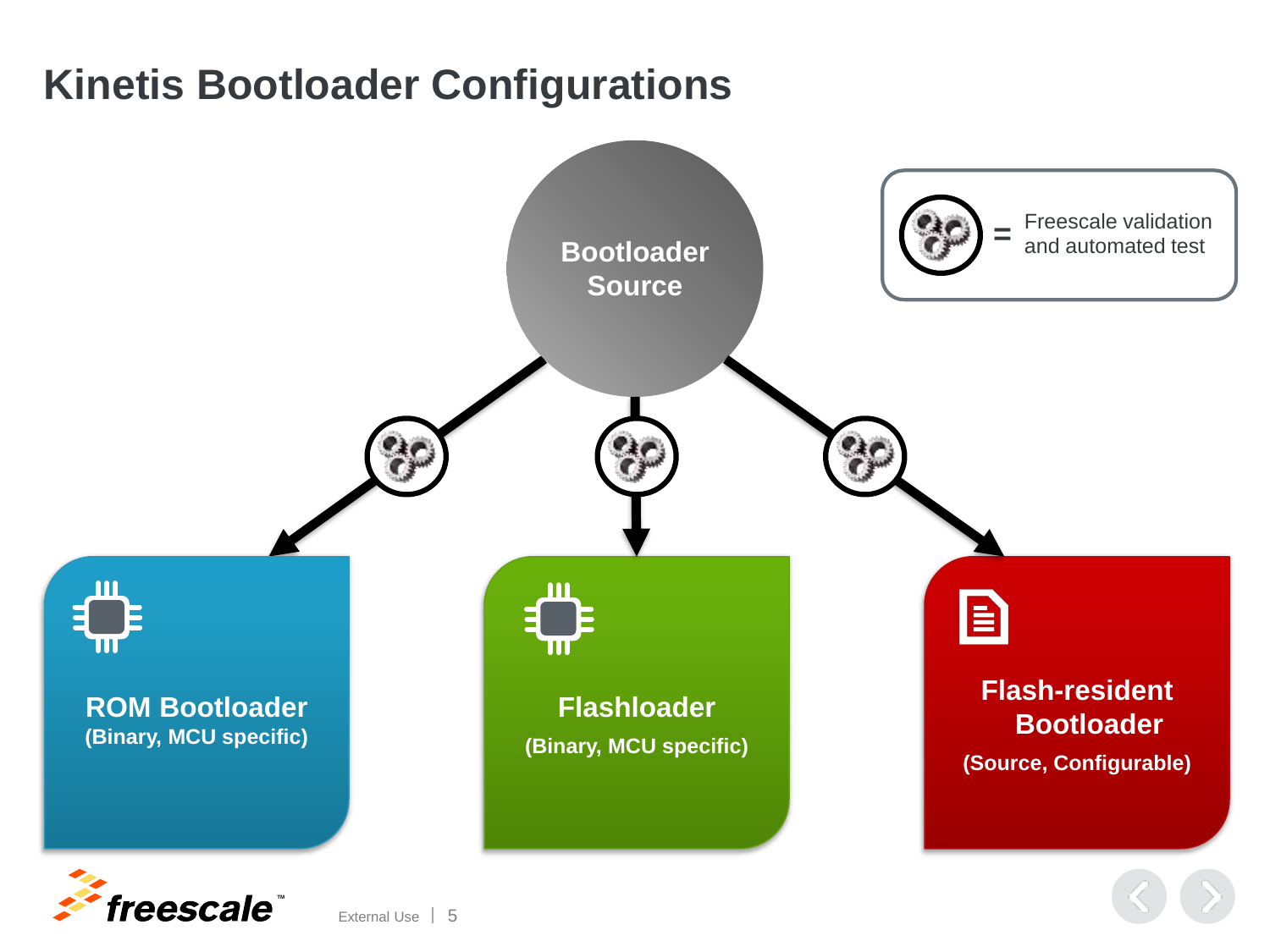# Kinetis Bootloader Configurations

**Bootloader Source**

= Freescale validation and automated test

**ROM Bootloader**
**(Binary, MCU specific)**

**Flashloader**
**(Binary, MCU specific)**

**Flash-resident Bootloader**
**(Source, Configurable)**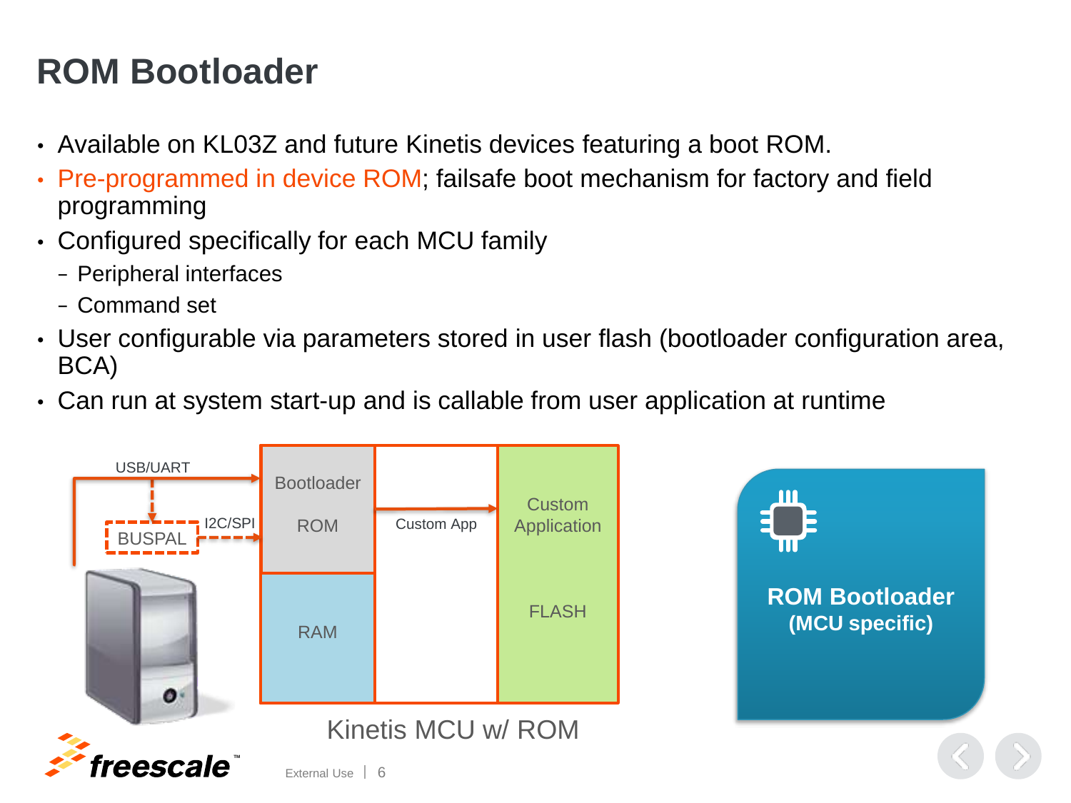# ROM Bootloader

- Available on KL03Z and future Kinetis devices featuring a boot ROM.
- Pre-programmed in device ROM; failsafe boot mechanism for factory and field programming
- Configured specifically for each MCU family
  - Peripheral interfaces
  - Command set
- User configurable via parameters stored in user flash (bootloader configuration area, BCA)
- Can run at system start-up and is callable from user application at runtime

USB/UART

BUSPAL

I2C/SPI

Bootloader ROM

RAM

Custom App

Custom Application

FLASH

Kinetis MCU w/ ROM

**ROM Bootloader (MCU specific)**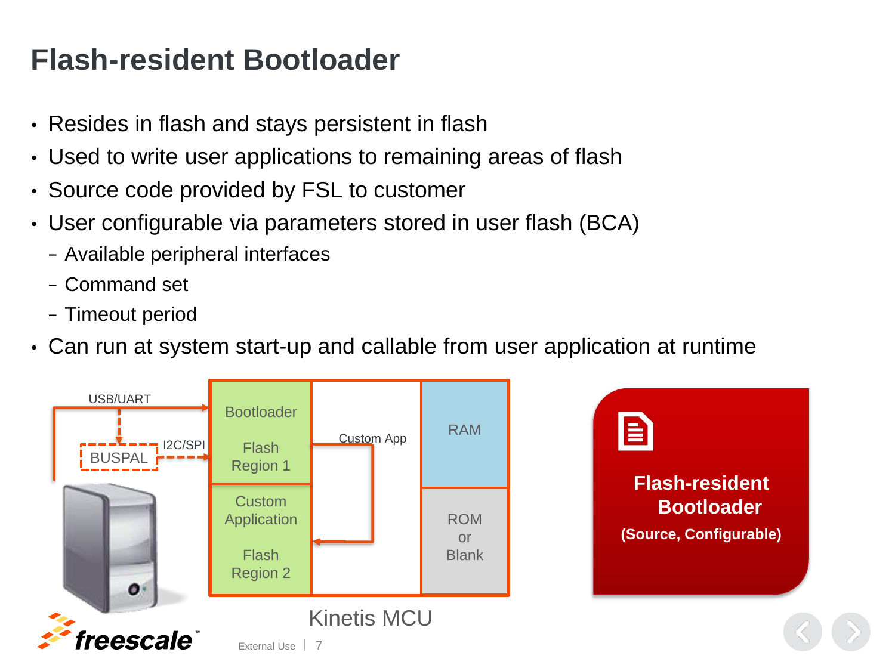# Flash-resident Bootloader

- Resides in flash and stays persistent in flash
- Used to write user applications to remaining areas of flash
- Source code provided by FSL to customer
- User configurable via parameters stored in user flash (BCA)
  - Available peripheral interfaces
  - Command set
  - Timeout period
- Can run at system start-up and callable from user application at runtime

USB/UART

I2C/SPI

BUSPAL

Bootloader

Flash Region 1

Custom App

RAM

Custom Application

Flash Region 2

ROM or Blank

Kinetis MCU

**Flash-resident Bootloader**

**(Source, Configurable)**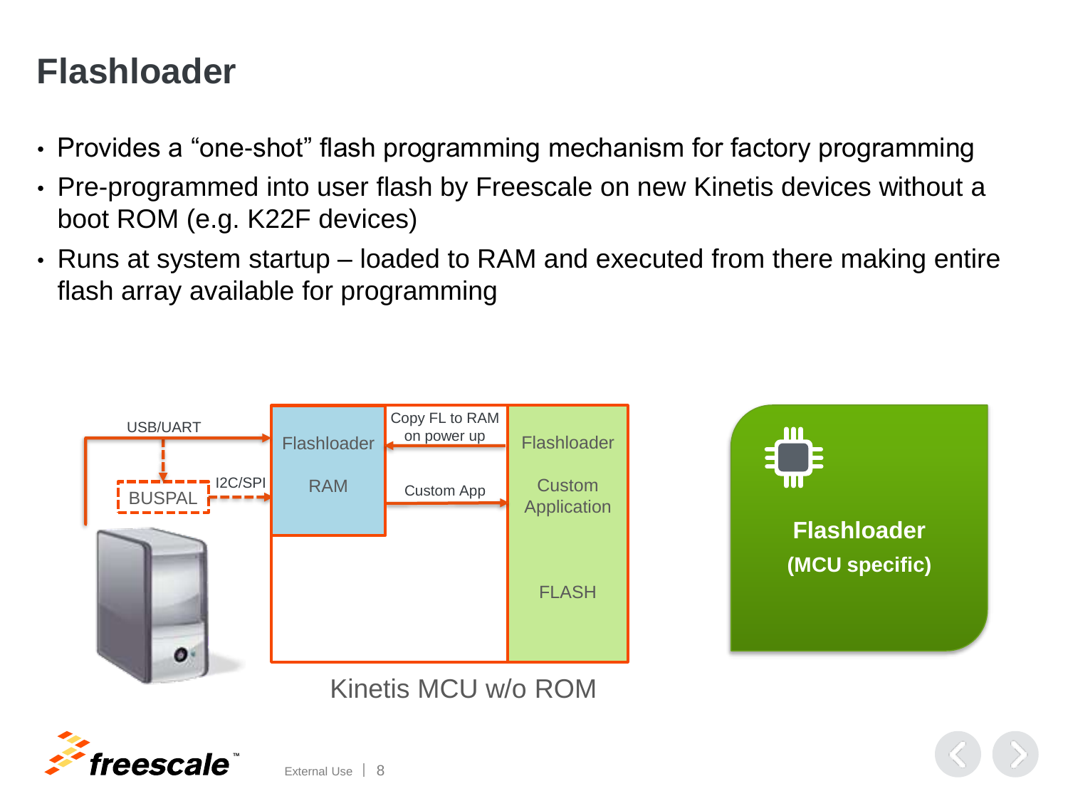# Flashloader

- Provides a “one-shot” flash programming mechanism for factory programming
- Pre-programmed into user flash by Freescale on new Kinetis devices without a boot ROM (e.g. K22F devices)
- Runs at system startup – loaded to RAM and executed from there making entire flash array available for programming

USB/UART

BUSPAL

I2C/SPI

Flashloader

RAM

Copy FL to RAM on power up

Custom App

Flashloader

Custom Application

FLASH

Kinetis MCU w/o ROM

**Flashloader**

**(MCU specific)**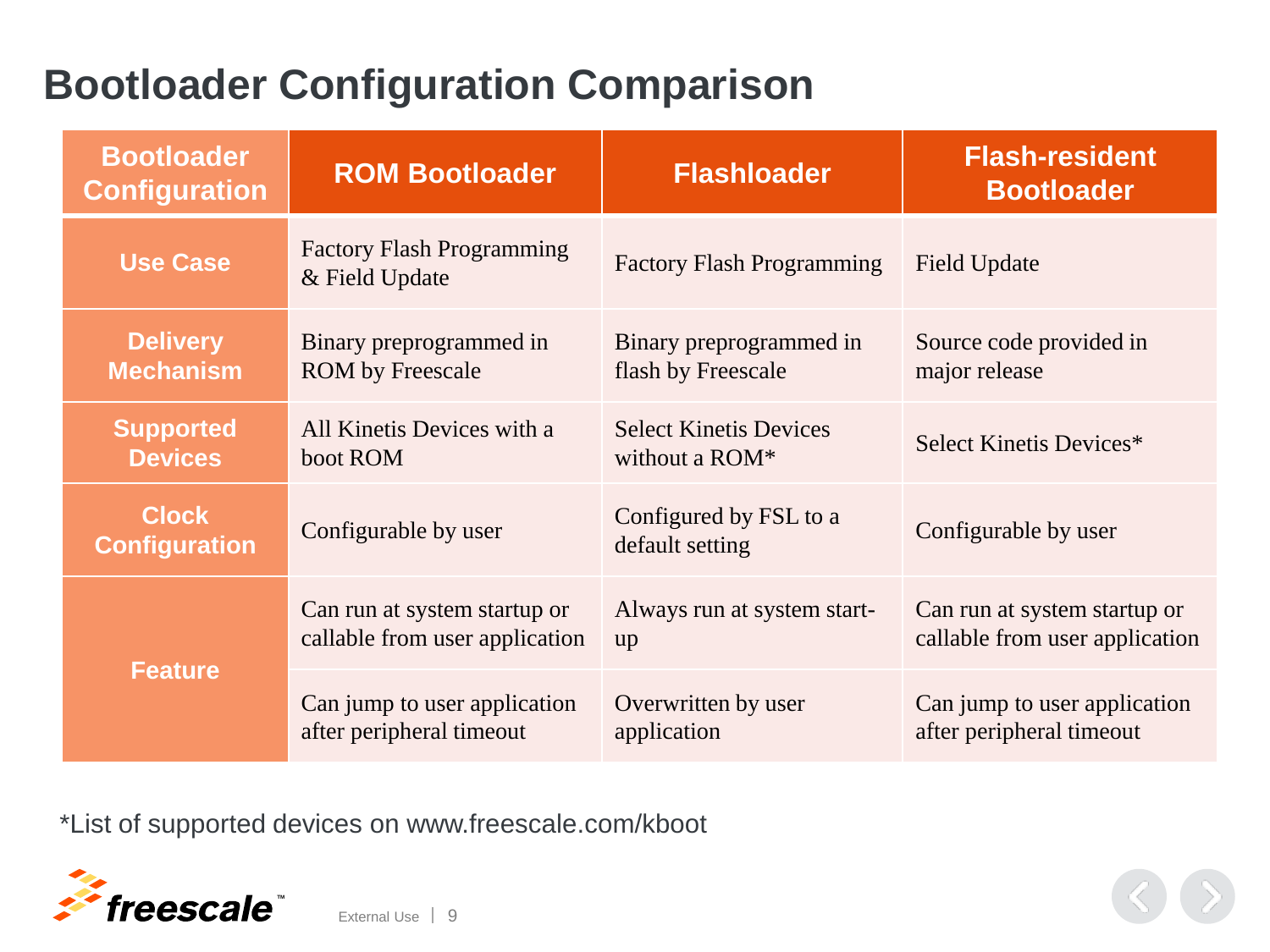# Bootloader Configuration Comparison

| Bootloader Configuration | ROM Bootloader | Flashloader | Flash-resident Bootloader |
|---|---|---|---|
| **Use Case** | Factory Flash Programming & Field Update | Factory Flash Programming | Field Update |
| **Delivery Mechanism** | Binary preprogrammed in ROM by Freescale | Binary preprogrammed in flash by Freescale | Source code provided in major release |
| **Supported Devices** | All Kinetis Devices with a boot ROM | Select Kinetis Devices without a ROM* | Select Kinetis Devices* |
| **Clock Configuration** | Configurable by user | Configured by FSL to a default setting | Configurable by user |
| **Feature** | Can run at system startup or callable from user application | Always run at system start-up | Can run at system startup or callable from user application |
| | Can jump to user application after peripheral timeout | Overwritten by user application | Can jump to user application after peripheral timeout |

*List of supported devices on www.freescale.com/kboot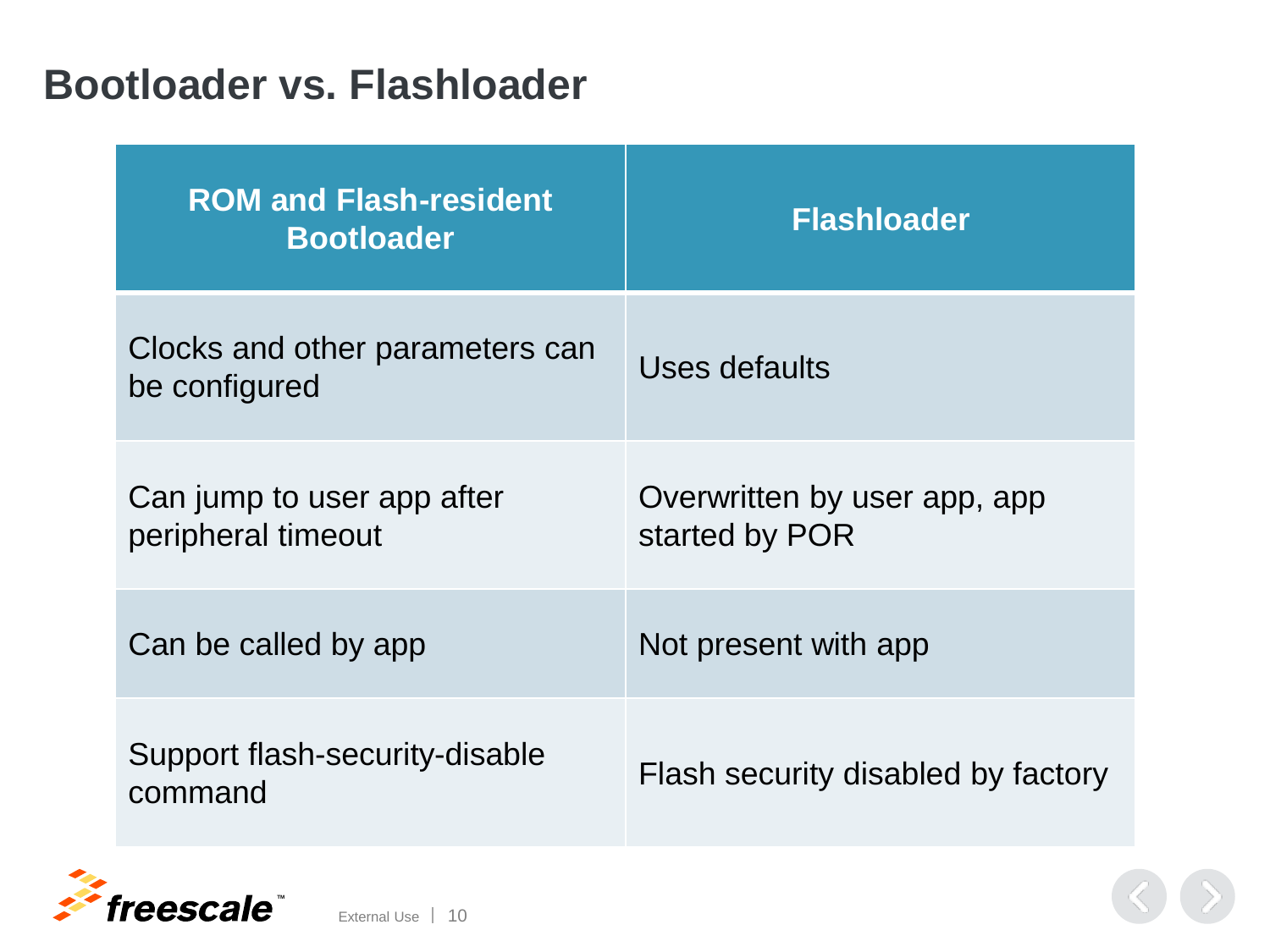# Bootloader vs. Flashloader

| ROM and Flash-resident Bootloader | Flashloader |
|---|---|
| Clocks and other parameters can be configured | Uses defaults |
| Can jump to user app after peripheral timeout | Overwritten by user app, app started by POR |
| Can be called by app | Not present with app |
| Support flash-security-disable command | Flash security disabled by factory |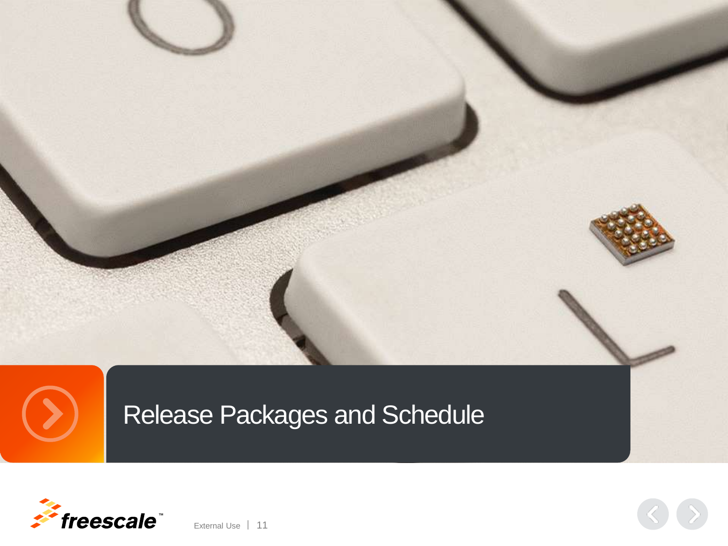# Release Packages and Schedule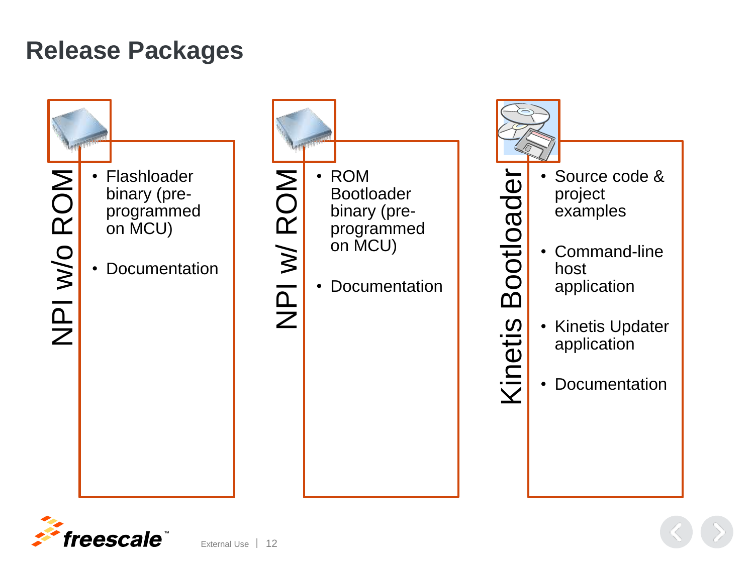# Release Packages

## NPI w/o ROM

- Flashloader binary (pre-programmed on MCU)
- Documentation

## NPI w/ ROM

- ROM Bootloader binary (pre-programmed on MCU)
- Documentation

## Kinetis Bootloader

- Source code & project examples
- Command-line host application
- Kinetis Updater application
- Documentation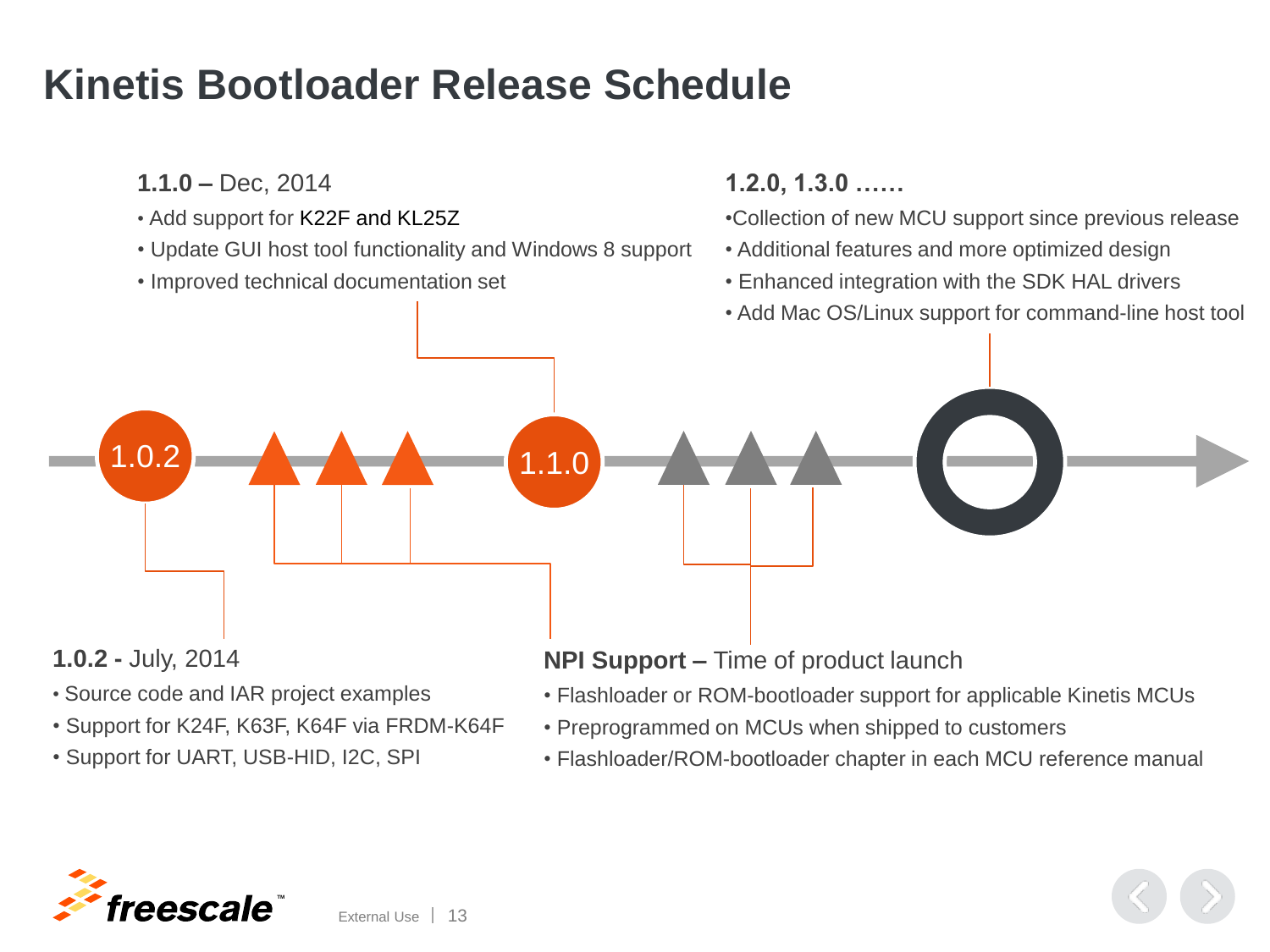# Kinetis Bootloader Release Schedule

**1.0.2 -** July, 2014

- Source code and IAR project examples
- Support for K24F, K63F, K64F via FRDM-K64F
- Support for UART, USB-HID, I2C, SPI

**1.1.0 –** Dec, 2014

- Add support for K22F and KL25Z
- Update GUI host tool functionality and Windows 8 support
- Improved technical documentation set

**NPI Support –** Time of product launch

- Flashloader or ROM-bootloader support for applicable Kinetis MCUs
- Preprogrammed on MCUs when shipped to customers
- Flashloader/ROM-bootloader chapter in each MCU reference manual

**1.2.0, 1.3.0 ……**

- Collection of new MCU support since previous release
- Additional features and more optimized design
- Enhanced integration with the SDK HAL drivers
- Add Mac OS/Linux support for command-line host tool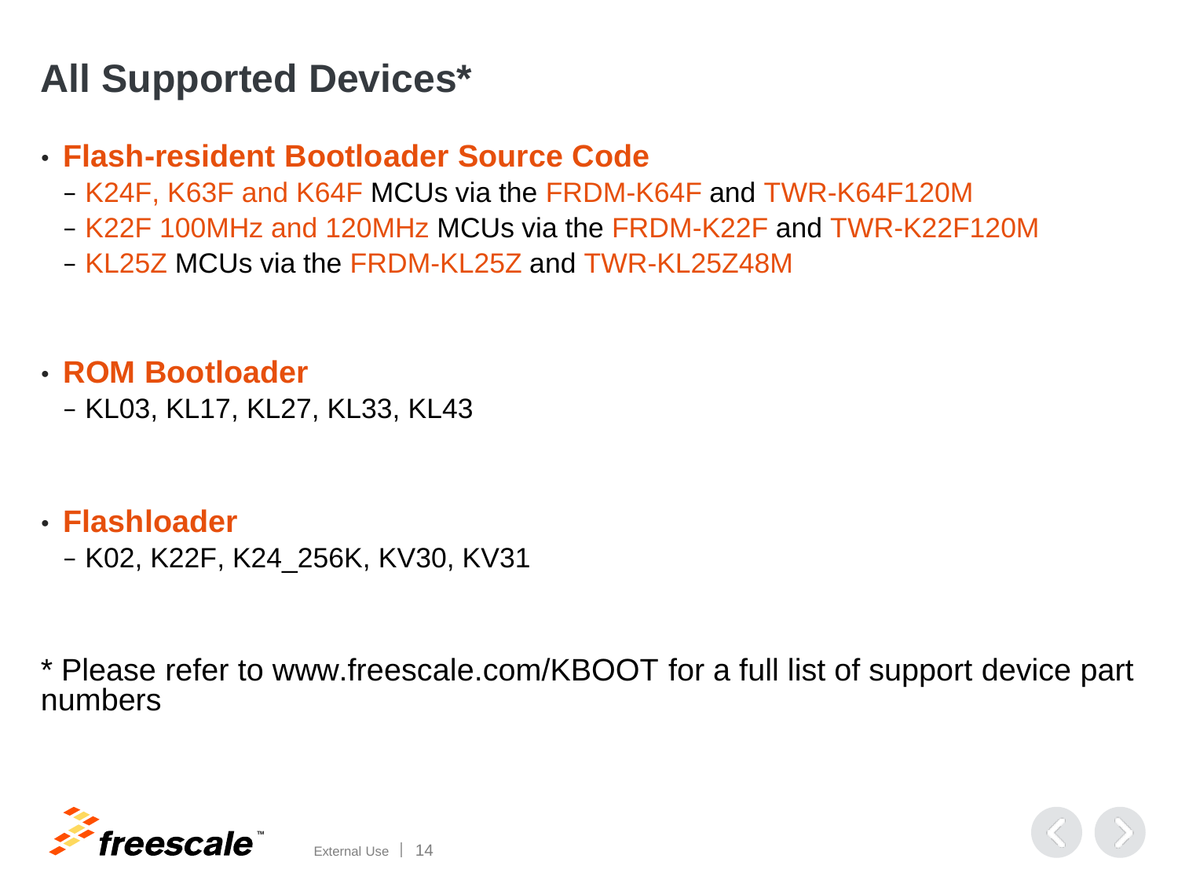# All Supported Devices*

- **Flash-resident Bootloader Source Code**
  - K24F, K63F and K64F MCUs via the FRDM-K64F and TWR-K64F120M
  - K22F 100MHz and 120MHz MCUs via the FRDM-K22F and TWR-K22F120M
  - KL25Z MCUs via the FRDM-KL25Z and TWR-KL25Z48M

- **ROM Bootloader**
  - KL03, KL17, KL27, KL33, KL43

- **Flashloader**
  - K02, K22F, K24_256K, KV30, KV31

* Please refer to www.freescale.com/KBOOT for a full list of support device part numbers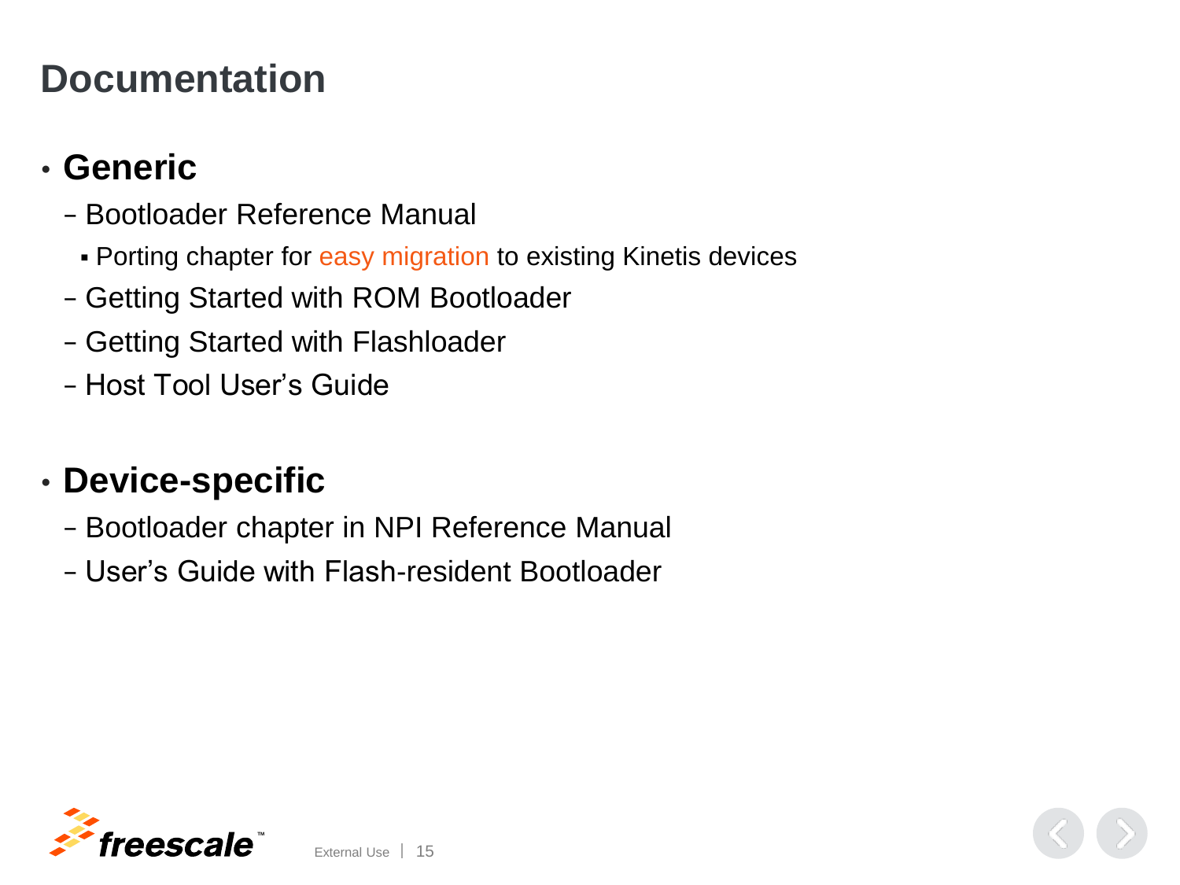# Documentation

- **Generic**
  - Bootloader Reference Manual
    - Porting chapter for easy migration to existing Kinetis devices
  - Getting Started with ROM Bootloader
  - Getting Started with Flashloader
  - Host Tool User's Guide

- **Device-specific**
  - Bootloader chapter in NPI Reference Manual
  - User's Guide with Flash-resident Bootloader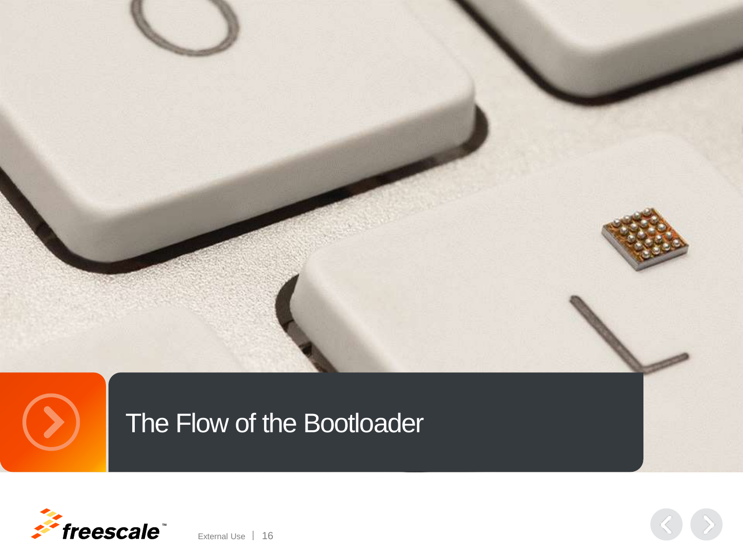# The Flow of the Bootloader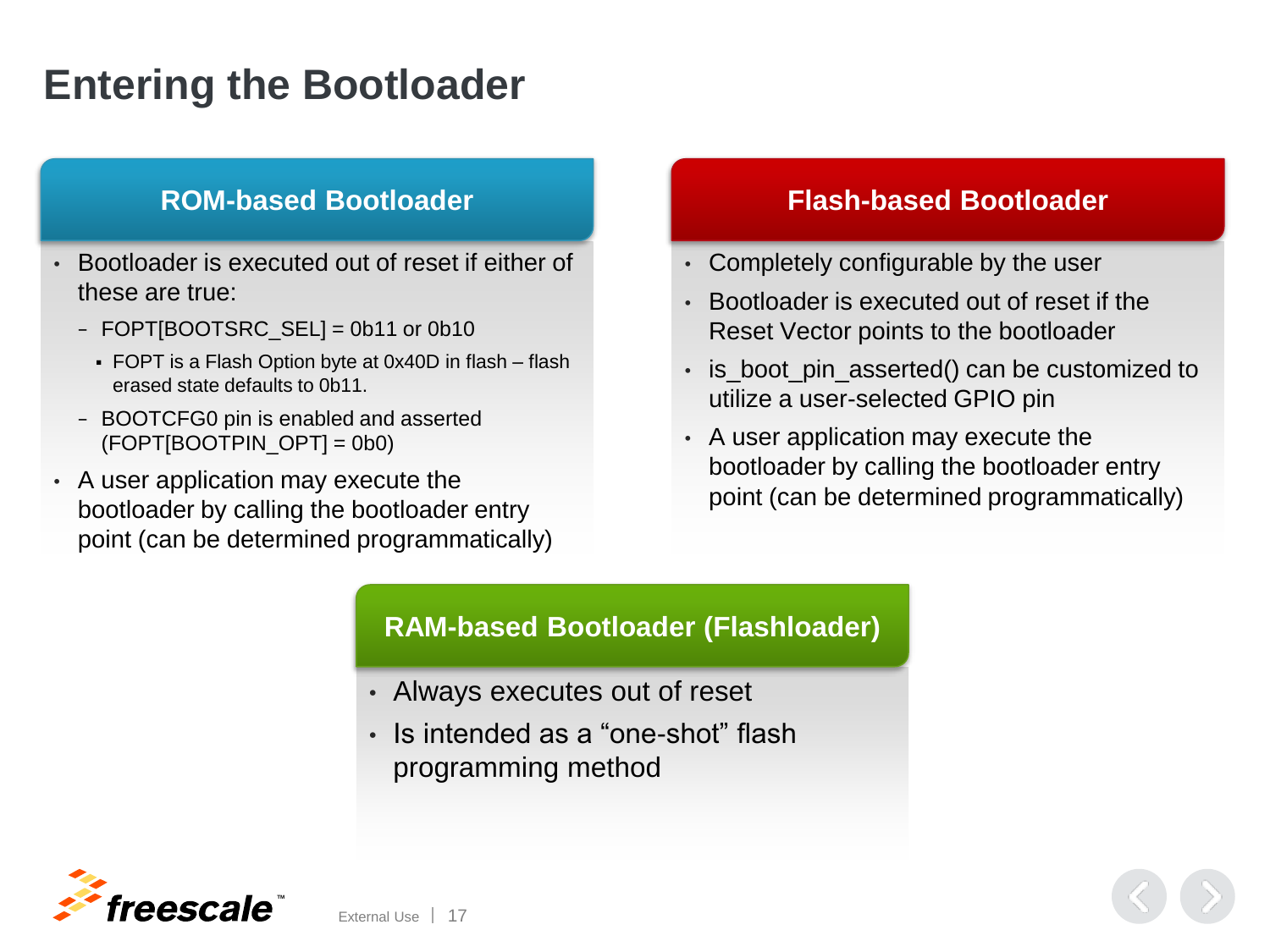# Entering the Bootloader

## ROM-based Bootloader

- Bootloader is executed out of reset if either of these are true:
  - FOPT[BOOTSRC_SEL] = 0b11 or 0b10
    - FOPT is a Flash Option byte at 0x40D in flash – flash erased state defaults to 0b11.
  - BOOTCFG0 pin is enabled and asserted (FOPT[BOOTPIN_OPT] = 0b0)
- A user application may execute the bootloader by calling the bootloader entry point (can be determined programmatically)

## Flash-based Bootloader

- Completely configurable by the user
- Bootloader is executed out of reset if the Reset Vector points to the bootloader
- is_boot_pin_asserted() can be customized to utilize a user-selected GPIO pin
- A user application may execute the bootloader by calling the bootloader entry point (can be determined programmatically)

## RAM-based Bootloader (Flashloader)

- Always executes out of reset
- Is intended as a “one-shot” flash programming method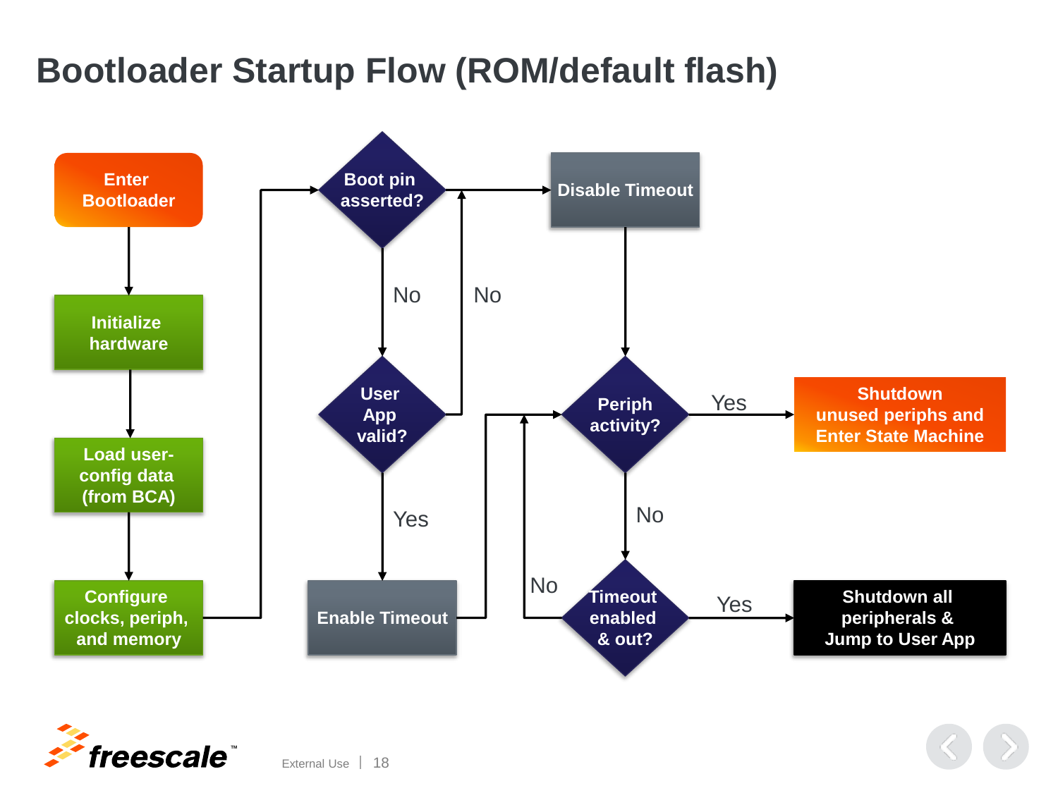# Bootloader Startup Flow (ROM/default flash)

Enter Bootloader

Initialize hardware

Load user-config data (from BCA)

Configure clocks, periph, and memory

Boot pin asserted?

No

User App valid?

No

Yes

Enable Timeout

Disable Timeout

Periph activity?

Yes

Shutdown unused periphs and Enter State Machine

No

Timeout enabled & out?

No

Yes

Shutdown all peripherals & Jump to User App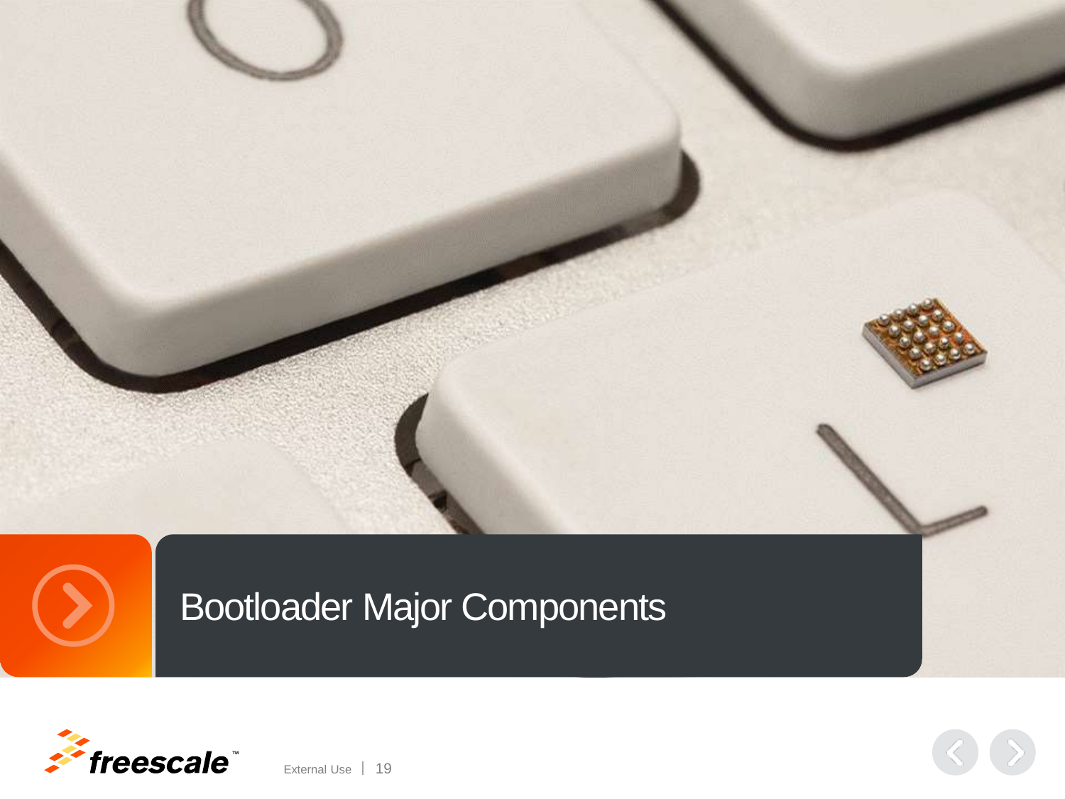# Bootloader Major Components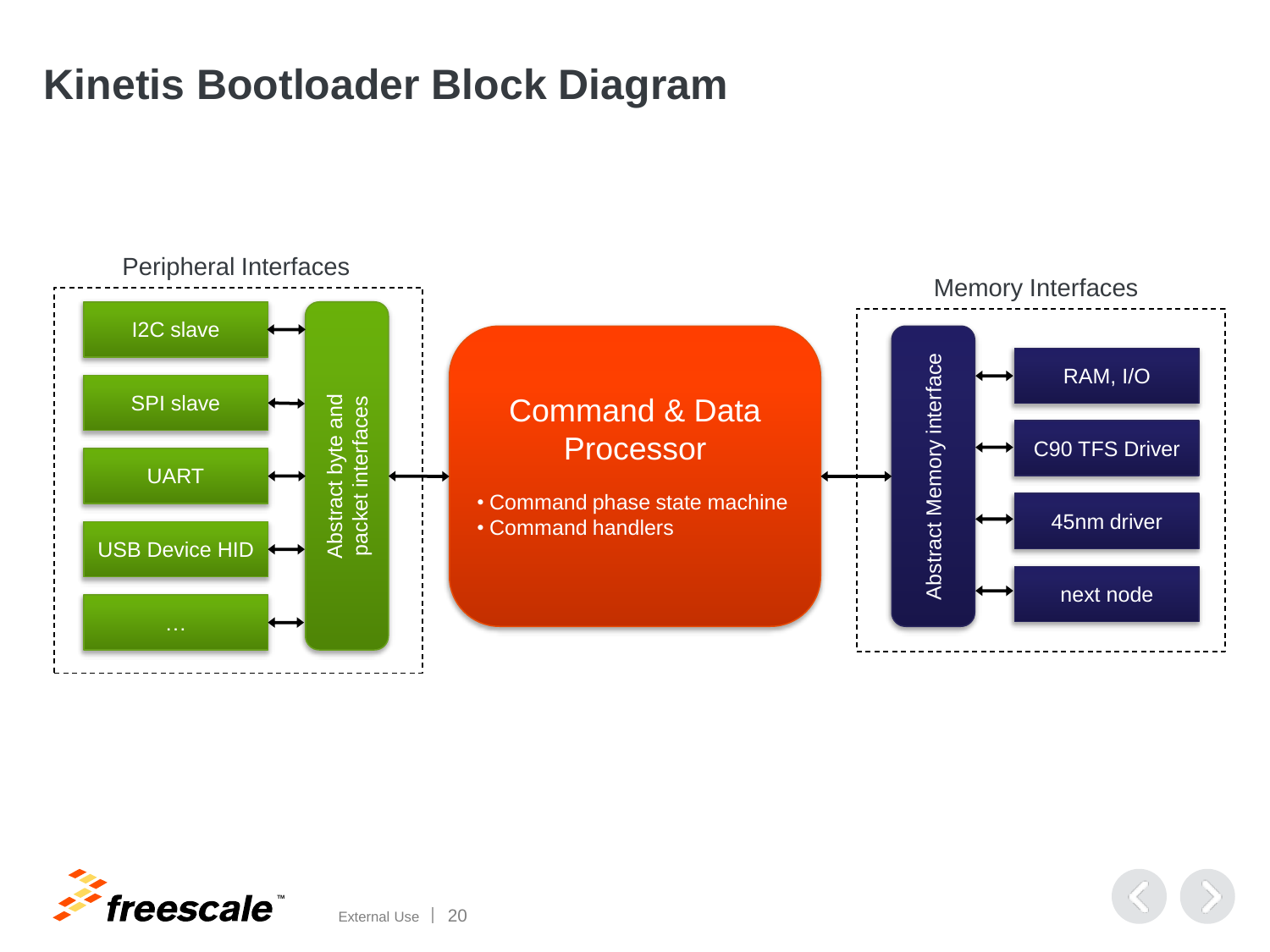# Kinetis Bootloader Block Diagram

**Peripheral Interfaces**

- I2C slave
- SPI slave
- UART
- USB Device HID
- …

Abstract byte and packet interfaces

**Command & Data Processor**

- Command phase state machine
- Command handlers

**Memory Interfaces**

Abstract Memory interface

- RAM, I/O
- C90 TFS Driver
- 45nm driver
- next node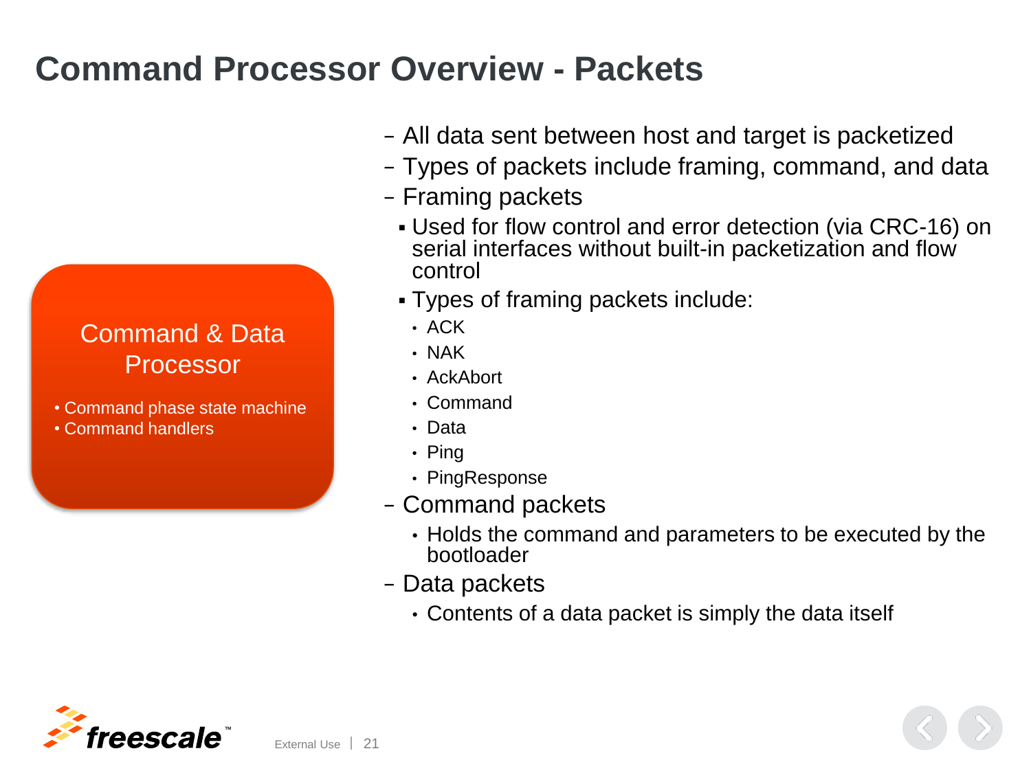# Command Processor Overview - Packets

**Command & Data Processor**

- Command phase state machine
- Command handlers

- All data sent between host and target is packetized
- Types of packets include framing, command, and data
- Framing packets
  - Used for flow control and error detection (via CRC-16) on serial interfaces without built-in packetization and flow control
  - Types of framing packets include:
    - ACK
    - NAK
    - AckAbort
    - Command
    - Data
    - Ping
    - PingResponse
- Command packets
  - Holds the command and parameters to be executed by the bootloader
- Data packets
  - Contents of a data packet is simply the data itself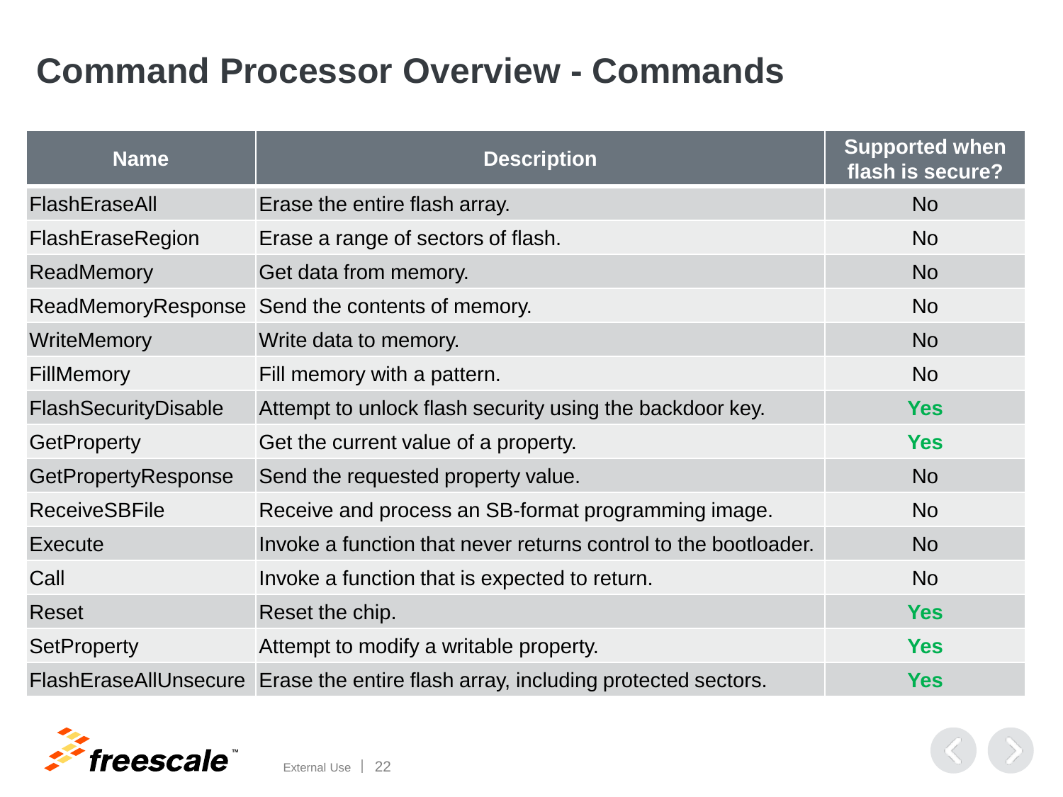# Command Processor Overview - Commands

| Name | Description | Supported when flash is secure? |
|---|---|---|
| FlashEraseAll | Erase the entire flash array. | No |
| FlashEraseRegion | Erase a range of sectors of flash. | No |
| ReadMemory | Get data from memory. | No |
| ReadMemoryResponse | Send the contents of memory. | No |
| WriteMemory | Write data to memory. | No |
| FillMemory | Fill memory with a pattern. | No |
| FlashSecurityDisable | Attempt to unlock flash security using the backdoor key. | **Yes** |
| GetProperty | Get the current value of a property. | **Yes** |
| GetPropertyResponse | Send the requested property value. | No |
| ReceiveSBFile | Receive and process an SB-format programming image. | No |
| Execute | Invoke a function that never returns control to the bootloader. | No |
| Call | Invoke a function that is expected to return. | No |
| Reset | Reset the chip. | **Yes** |
| SetProperty | Attempt to modify a writable property. | **Yes** |
| FlashEraseAllUnsecure | Erase the entire flash array, including protected sectors. | **Yes** |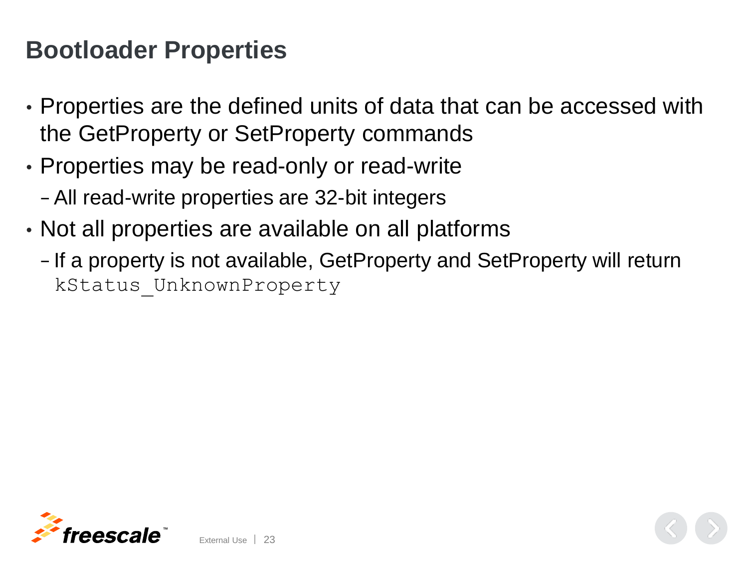# Bootloader Properties

- Properties are the defined units of data that can be accessed with the GetProperty or SetProperty commands
- Properties may be read-only or read-write
  - All read-write properties are 32-bit integers
- Not all properties are available on all platforms
  - If a property is not available, GetProperty and SetProperty will return `kStatus_UnknownProperty`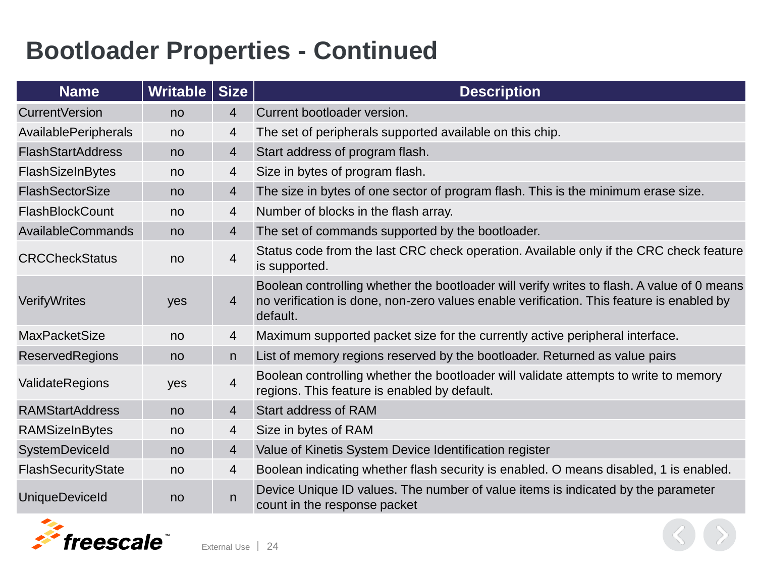# Bootloader Properties - Continued

| Name | Writable | Size | Description |
|---|---|---|---|
| CurrentVersion | no | 4 | Current bootloader version. |
| AvailablePeripherals | no | 4 | The set of peripherals supported available on this chip. |
| FlashStartAddress | no | 4 | Start address of program flash. |
| FlashSizeInBytes | no | 4 | Size in bytes of program flash. |
| FlashSectorSize | no | 4 | The size in bytes of one sector of program flash. This is the minimum erase size. |
| FlashBlockCount | no | 4 | Number of blocks in the flash array. |
| AvailableCommands | no | 4 | The set of commands supported by the bootloader. |
| CRCCheckStatus | no | 4 | Status code from the last CRC check operation. Available only if the CRC check feature is supported. |
| VerifyWrites | yes | 4 | Boolean controlling whether the bootloader will verify writes to flash. A value of 0 means no verification is done, non-zero values enable verification. This feature is enabled by default. |
| MaxPacketSize | no | 4 | Maximum supported packet size for the currently active peripheral interface. |
| ReservedRegions | no | n | List of memory regions reserved by the bootloader. Returned as value pairs |
| ValidateRegions | yes | 4 | Boolean controlling whether the bootloader will validate attempts to write to memory regions. This feature is enabled by default. |
| RAMStartAddress | no | 4 | Start address of RAM |
| RAMSizeInBytes | no | 4 | Size in bytes of RAM |
| SystemDeviceId | no | 4 | Value of Kinetis System Device Identification register |
| FlashSecurityState | no | 4 | Boolean indicating whether flash security is enabled. O means disabled, 1 is enabled. |
| UniqueDeviceId | no | n | Device Unique ID values. The number of value items is indicated by the parameter count in the response packet |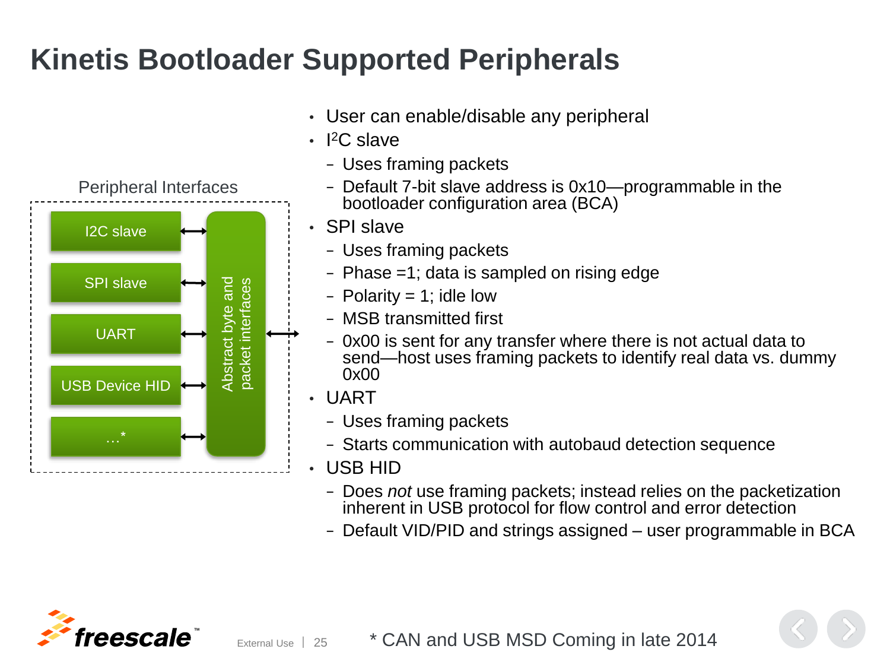# Kinetis Bootloader Supported Peripherals

Peripheral Interfaces

I2C slave
SPI slave
UART
USB Device HID
…*

Abstract byte and packet interfaces

- User can enable/disable any peripheral
- $I^2C$ slave
  - Uses framing packets
  - Default 7-bit slave address is 0x10—programmable in the bootloader configuration area (BCA)
- SPI slave
  - Uses framing packets
  - Phase =1; data is sampled on rising edge
  - Polarity = 1; idle low
  - MSB transmitted first
  - 0x00 is sent for any transfer where there is not actual data to send—host uses framing packets to identify real data vs. dummy 0x00
- UART
  - Uses framing packets
  - Starts communication with autobaud detection sequence
- USB HID
  - Does *not* use framing packets; instead relies on the packetization inherent in USB protocol for flow control and error detection
  - Default VID/PID and strings assigned – user programmable in BCA

* CAN and USB MSD Coming in late 2014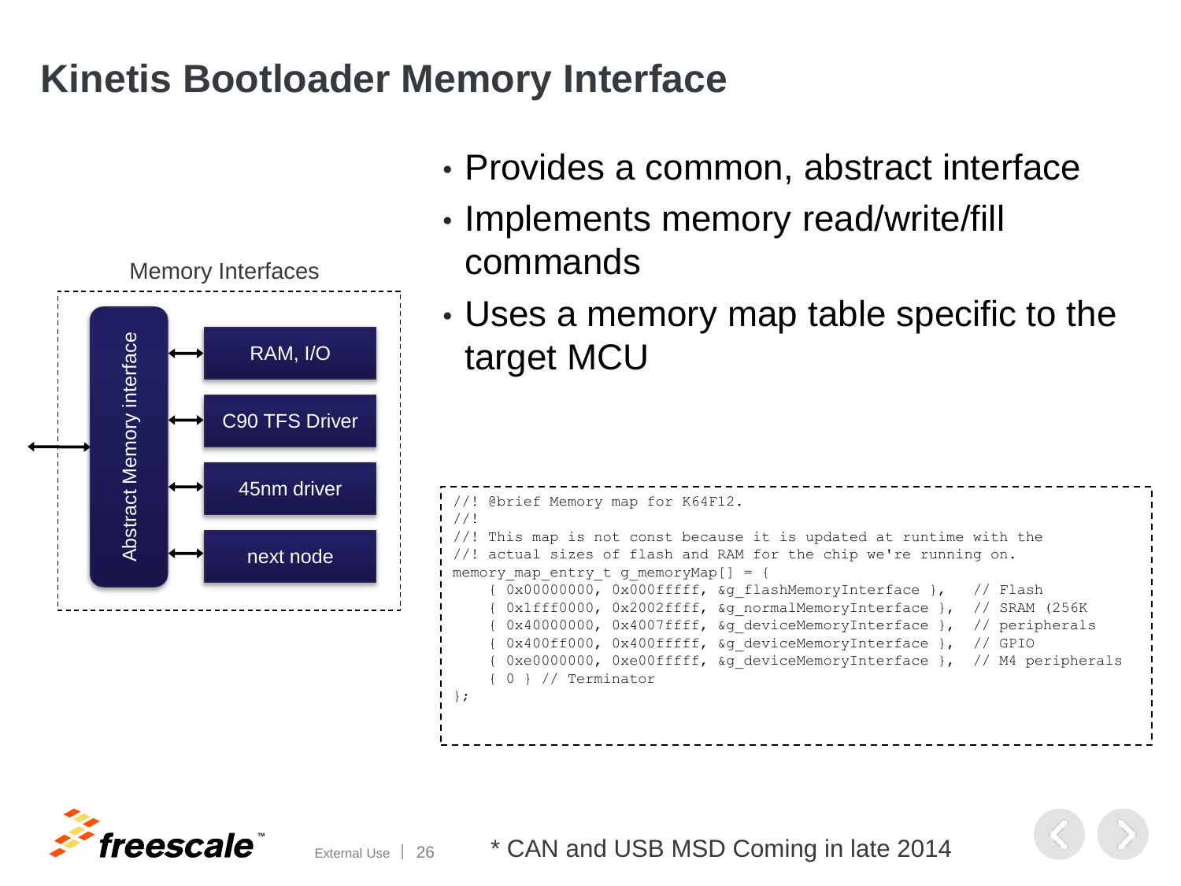# Kinetis Bootloader Memory Interface

Memory Interfaces

- Abstract Memory interface
  - RAM, I/O
  - C90 TFS Driver
  - 45nm driver
  - next node

- Provides a common, abstract interface
- Implements memory read/write/fill commands
- Uses a memory map table specific to the target MCU

```
//! @brief Memory map for K64F12.
//!
//! This map is not const because it is updated at runtime with the
//! actual sizes of flash and RAM for the chip we're running on.
memory_map_entry_t g_memoryMap[] = {
    { 0x00000000, 0x000fffff, &g_flashMemoryInterface },    // Flash
    { 0x1fff0000, 0x2002ffff, &g_normalMemoryInterface },  // SRAM (256K
    { 0x40000000, 0x4007ffff, &g_deviceMemoryInterface },  // peripherals
    { 0x400ff000, 0x400fffff, &g_deviceMemoryInterface },  // GPIO
    { 0xe0000000, 0xe00fffff, &g_deviceMemoryInterface },  // M4 peripherals
    { 0 } // Terminator
};
```

* CAN and USB MSD Coming in late 2014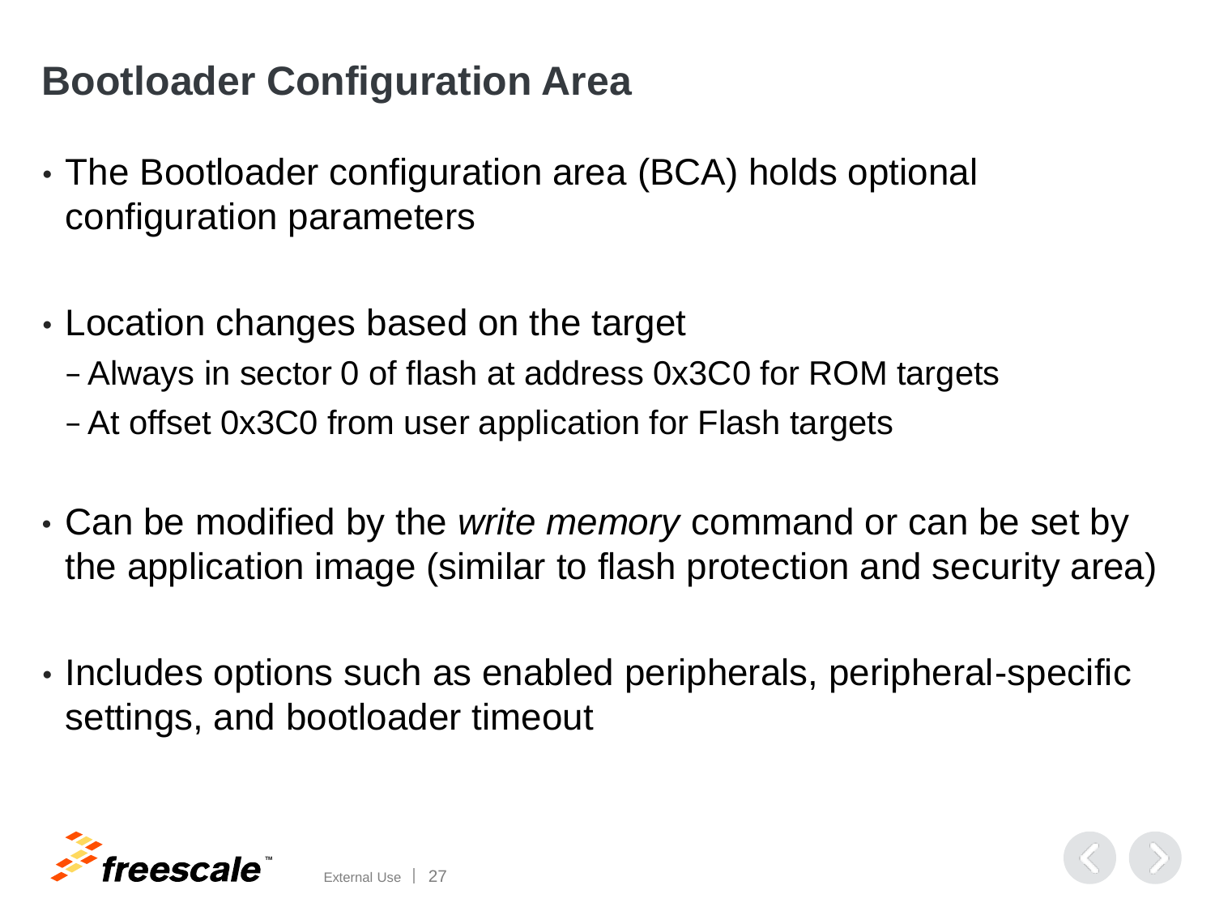# Bootloader Configuration Area

- The Bootloader configuration area (BCA) holds optional configuration parameters

- Location changes based on the target
  - Always in sector 0 of flash at address 0x3C0 for ROM targets
  - At offset 0x3C0 from user application for Flash targets

- Can be modified by the *write memory* command or can be set by the application image (similar to flash protection and security area)

- Includes options such as enabled peripherals, peripheral-specific settings, and bootloader timeout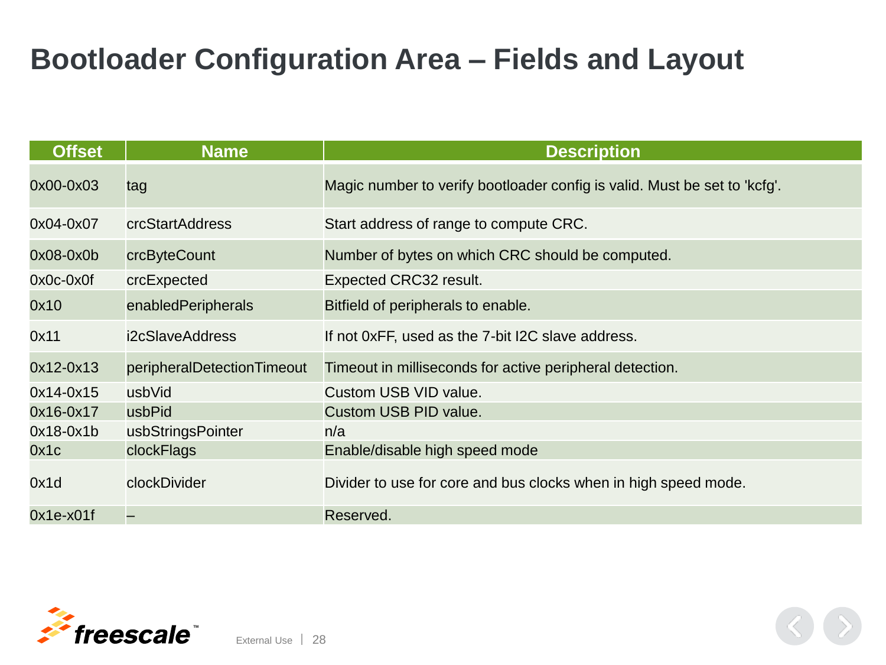# Bootloader Configuration Area – Fields and Layout

| Offset | Name | Description |
|---|---|---|
| 0x00-0x03 | tag | Magic number to verify bootloader config is valid. Must be set to 'kcfg'. |
| 0x04-0x07 | crcStartAddress | Start address of range to compute CRC. |
| 0x08-0x0b | crcByteCount | Number of bytes on which CRC should be computed. |
| 0x0c-0x0f | crcExpected | Expected CRC32 result. |
| 0x10 | enabledPeripherals | Bitfield of peripherals to enable. |
| 0x11 | i2cSlaveAddress | If not 0xFF, used as the 7-bit I2C slave address. |
| 0x12-0x13 | peripheralDetectionTimeout | Timeout in milliseconds for active peripheral detection. |
| 0x14-0x15 | usbVid | Custom USB VID value. |
| 0x16-0x17 | usbPid | Custom USB PID value. |
| 0x18-0x1b | usbStringsPointer | n/a |
| 0x1c | clockFlags | Enable/disable high speed mode |
| 0x1d | clockDivider | Divider to use for core and bus clocks when in high speed mode. |
| 0x1e-x01f | – | Reserved. |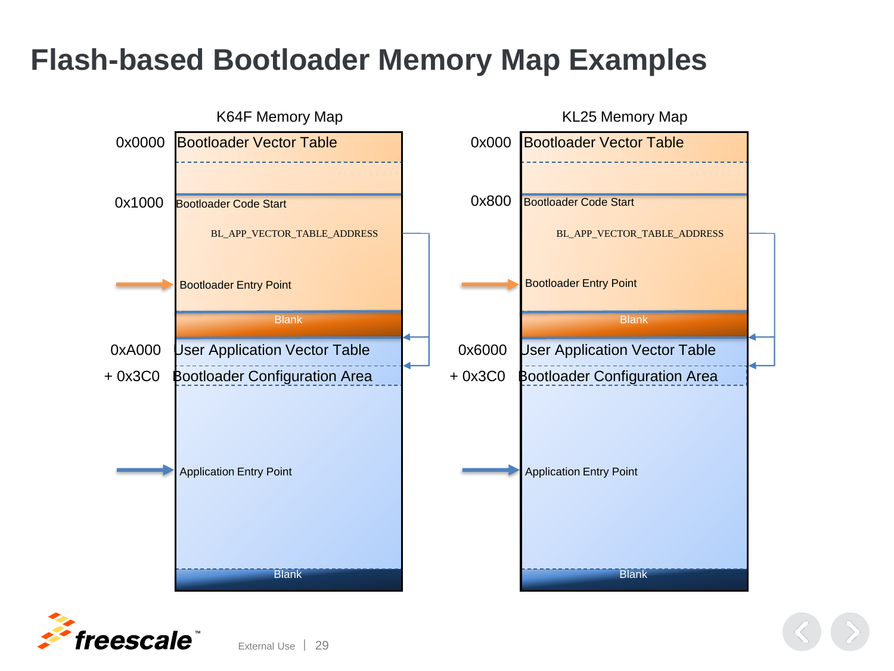# Flash-based Bootloader Memory Map Examples

**K64F Memory Map**

| Address | Region |
|---|---|
| 0x0000 | Bootloader Vector Table |
| 0x1000 | Bootloader Code Start |
| | BL_APP_VECTOR_TABLE_ADDRESS |
| | Bootloader Entry Point |
| | Blank |
| 0xA000 | User Application Vector Table |
| + 0x3C0 | Bootloader Configuration Area |
| | Application Entry Point |
| | Blank |

**KL25 Memory Map**

| Address | Region |
|---|---|
| 0x000 | Bootloader Vector Table |
| 0x800 | Bootloader Code Start |
| | BL_APP_VECTOR_TABLE_ADDRESS |
| | Bootloader Entry Point |
| | Blank |
| 0x6000 | User Application Vector Table |
| + 0x3C0 | Bootloader Configuration Area |
| | Application Entry Point |
| | Blank |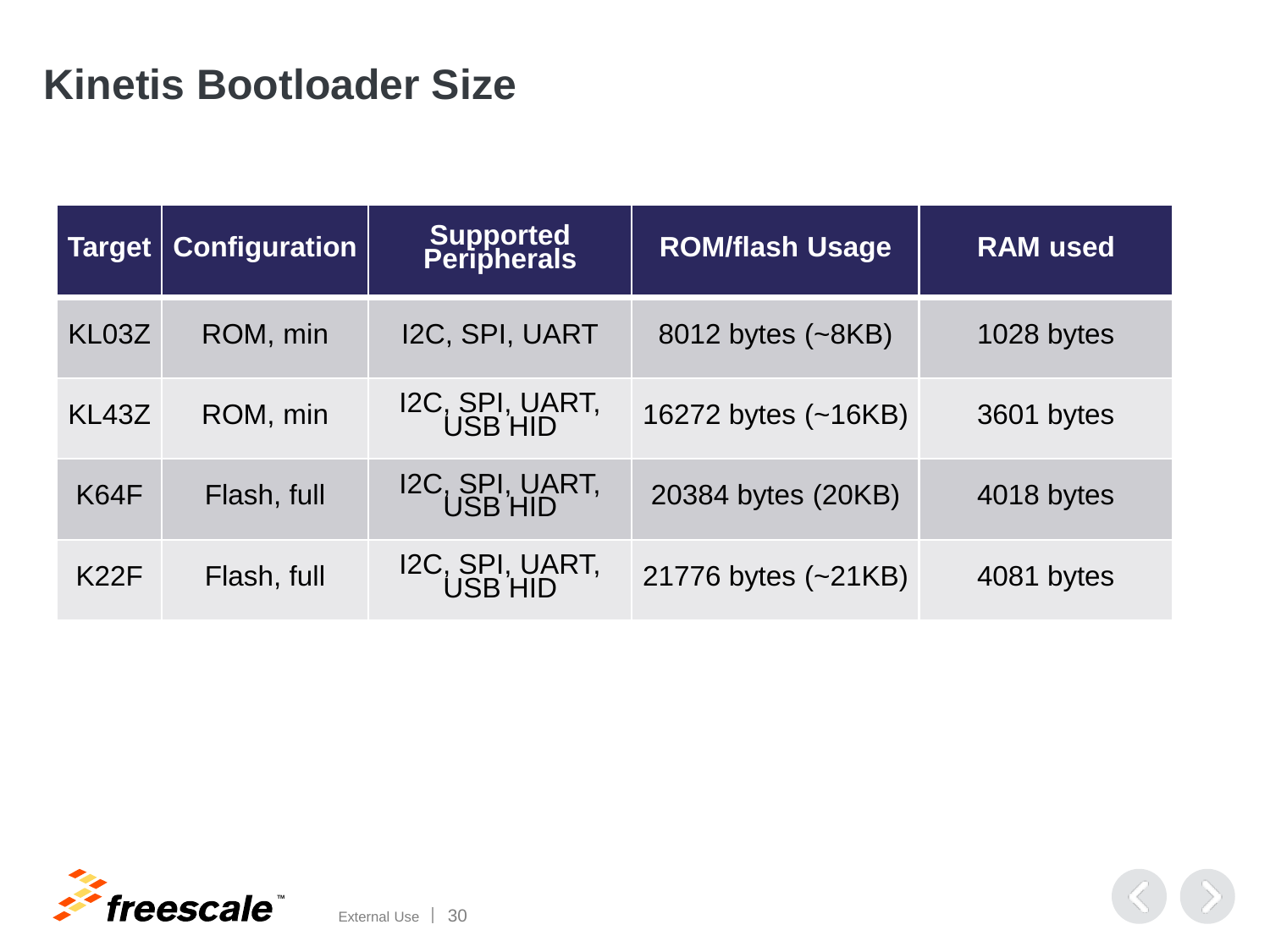# Kinetis Bootloader Size

| Target | Configuration | Supported Peripherals | ROM/flash Usage | RAM used |
|---|---|---|---|---|
| KL03Z | ROM, min | I2C, SPI, UART | 8012 bytes (~8KB) | 1028 bytes |
| KL43Z | ROM, min | I2C, SPI, UART, USB HID | 16272 bytes (~16KB) | 3601 bytes |
| K64F | Flash, full | I2C, SPI, UART, USB HID | 20384 bytes (20KB) | 4018 bytes |
| K22F | Flash, full | I2C, SPI, UART, USB HID | 21776 bytes (~21KB) | 4081 bytes |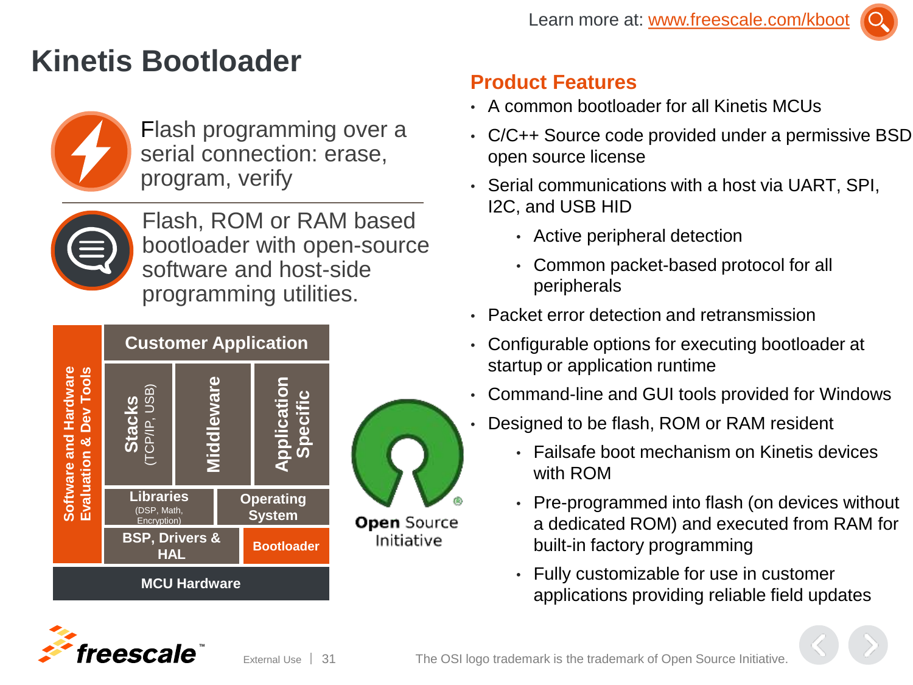Learn more at: www.freescale.com/kboot

# Kinetis Bootloader

Flash programming over a serial connection: erase, program, verify

Flash, ROM or RAM based bootloader with open-source software and host-side programming utilities.

Software and Hardware Evaluation & Dev Tools

Customer Application

Stacks (TCP/IP, USB) | Middleware | Application Specific

Libraries (DSP, Math, Encryption) | Operating System

BSP, Drivers & HAL | Bootloader

MCU Hardware

Open Source Initiative

## Product Features

- A common bootloader for all Kinetis MCUs
- C/C++ Source code provided under a permissive BSD open source license
- Serial communications with a host via UART, SPI, I2C, and USB HID
  - Active peripheral detection
  - Common packet-based protocol for all peripherals
- Packet error detection and retransmission
- Configurable options for executing bootloader at startup or application runtime
- Command-line and GUI tools provided for Windows
- Designed to be flash, ROM or RAM resident
  - Failsafe boot mechanism on Kinetis devices with ROM
  - Pre-programmed into flash (on devices without a dedicated ROM) and executed from RAM for built-in factory programming
  - Fully customizable for use in customer applications providing reliable field updates

The OSI logo trademark is the trademark of Open Source Initiative.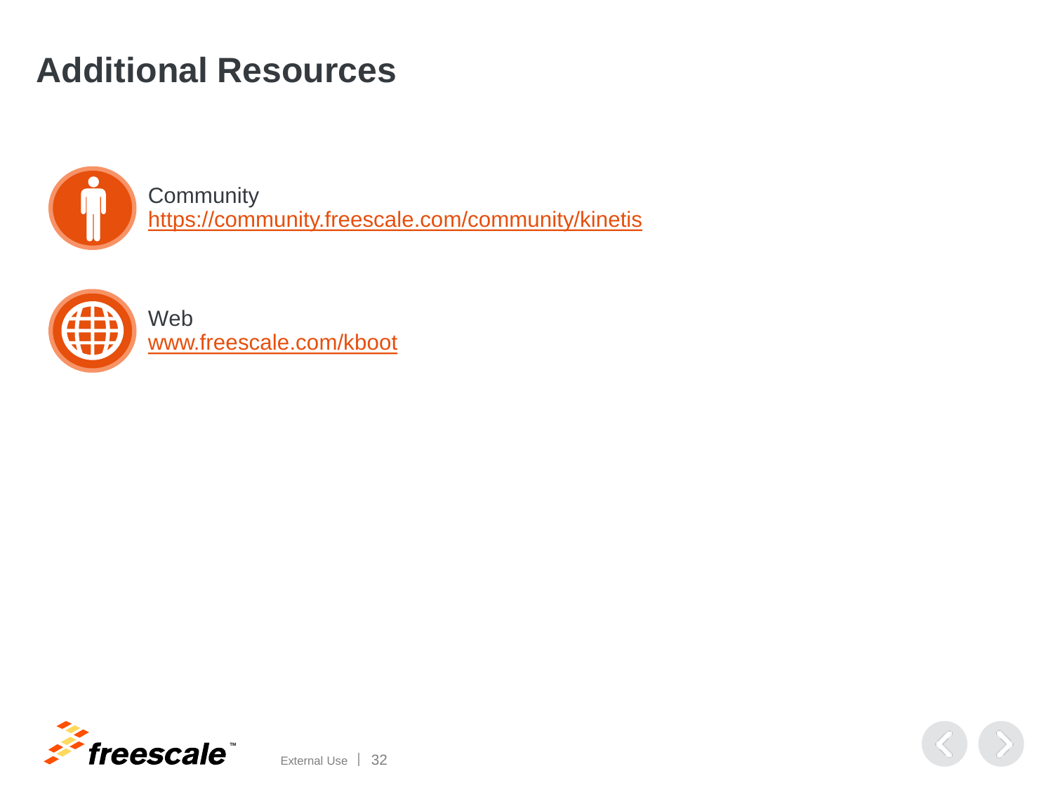# Additional Resources

Community
https://community.freescale.com/community/kinetis

Web
www.freescale.com/kboot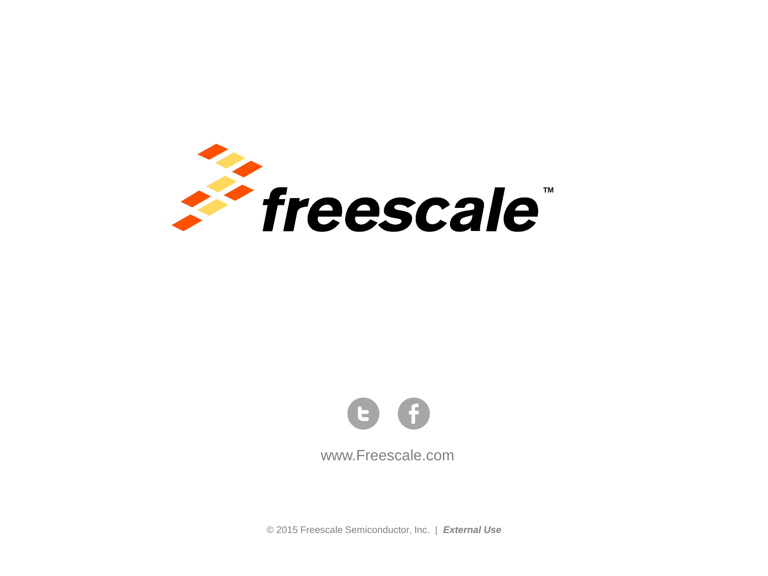freescale™

www.Freescale.com

© 2015 Freescale Semiconductor, Inc. | ***External Use***